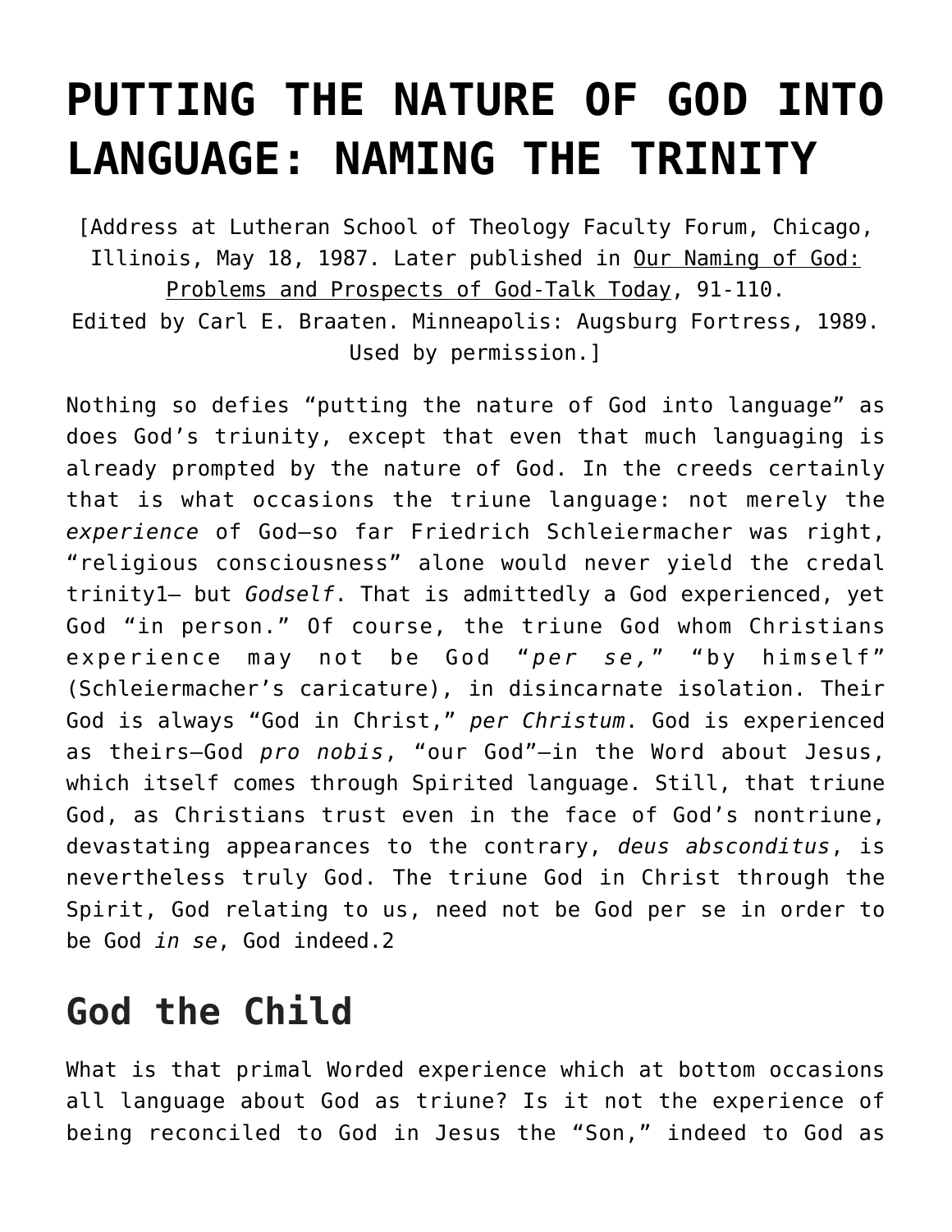# PUTTING THE NATURE OF GOD INTO LANGUAGE: NAMING THE TRINITY

[Address at Lutheran School of Theology Faculty Forum, Chicago, Illinois, May 18, 1987. Later published in Our Naming of God: Problems and Prospects of God-Talk Today, 91-110. Edited by Carl E. Braaten. Minneapolis: Augsburg Fortress, 1989. Used by permission.]

Nothing so defies "putting the nature of God into language" as does God's triunity, except that even that much languaging is already prompted by the nature of God. In the creeds certainly that is what occasions the triune language: not merely the *experience* of God—so far Friedrich Schleiermacher was right, "religious consciousness" alone would never yield the credal trinity[1]— but *Godself*. That is admittedly a God experienced, yet God "in person." Of course, the triune God whom Christians experience may not be God "*per se,*" "by himself" (Schleiermacher's caricature), in disincarnate isolation. Their God is always "God in Christ," *per Christum*. God is experienced as theirs—God *pro nobis*, "our God"—in the Word about Jesus, which itself comes through Spirited language. Still, that triune God, as Christians trust even in the face of God's nontriune, devastating appearances to the contrary, *deus absconditus*, is nevertheless truly God. The triune God in Christ through the Spirit, God relating to us, need not be God per se in order to be God *in se*, God indeed.[2]

## God the Child

What is that primal Worded experience which at bottom occasions all language about God as triune? Is it not the experience of being reconciled to God in Jesus the "Son," indeed to God as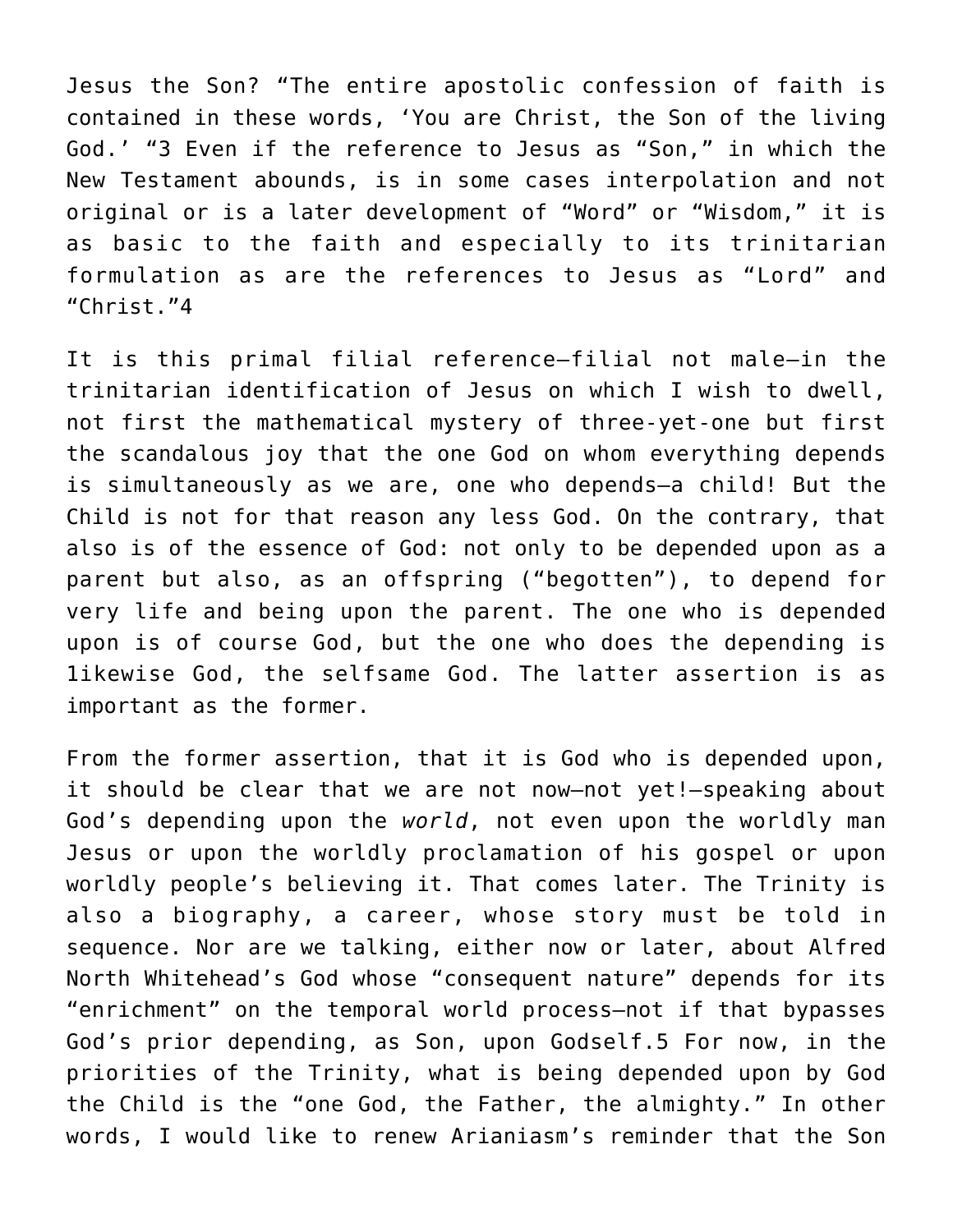Jesus the Son? "The entire apostolic confession of faith is contained in these words, 'You are Christ, the Son of the living God.' "[3] Even if the reference to Jesus as "Son," in which the New Testament abounds, is in some cases interpolation and not original or is a later development of "Word" or "Wisdom," it is as basic to the faith and especially to its trinitarian formulation as are the references to Jesus as "Lord" and "Christ."[4]

It is this primal filial reference—filial not male—in the trinitarian identification of Jesus on which I wish to dwell, not first the mathematical mystery of three-yet-one but first the scandalous joy that the one God on whom everything depends is simultaneously as we are, one who depends—a child! But the Child is not for that reason any less God. On the contrary, that also is of the essence of God: not only to be depended upon as a parent but also, as an offspring ("begotten"), to depend for very life and being upon the parent. The one who is depended upon is of course God, but the one who does the depending is 1ikewise God, the selfsame God. The latter assertion is as important as the former.

From the former assertion, that it is God who is depended upon, it should be clear that we are not now—not yet!—speaking about God's depending upon the *world*, not even upon the worldly man Jesus or upon the worldly proclamation of his gospel or upon worldly people's believing it. That comes later. The Trinity is also a biography, a career, whose story must be told in sequence. Nor are we talking, either now or later, about Alfred North Whitehead's God whose "consequent nature" depends for its "enrichment" on the temporal world process—not if that bypasses God's prior depending, as Son, upon Godself.[5] For now, in the priorities of the Trinity, what is being depended upon by God the Child is the "one God, the Father, the almighty." In other words, I would like to renew Arianiasm's reminder that the Son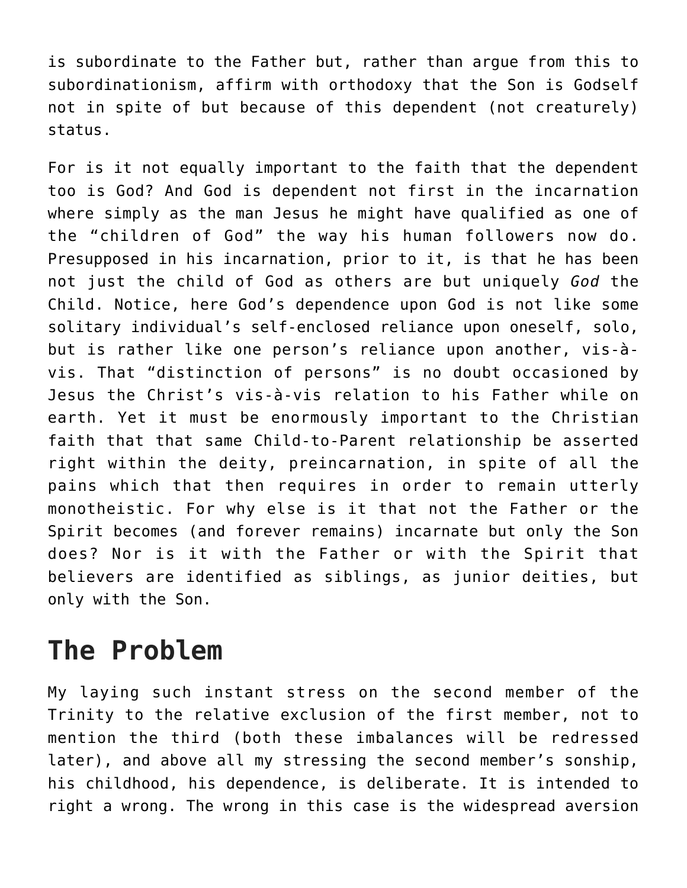is subordinate to the Father but, rather than argue from this to subordinationism, affirm with orthodoxy that the Son is Godself not in spite of but because of this dependent (not creaturely) status.

For is it not equally important to the faith that the dependent too is God? And God is dependent not first in the incarnation where simply as the man Jesus he might have qualified as one of the “children of God” the way his human followers now do. Presupposed in his incarnation, prior to it, is that he has been not just the child of God as others are but uniquely *God* the Child. Notice, here God’s dependence upon God is not like some solitary individual’s self-enclosed reliance upon oneself, solo, but is rather like one person’s reliance upon another, vis-à-vis. That “distinction of persons” is no doubt occasioned by Jesus the Christ’s vis-à-vis relation to his Father while on earth. Yet it must be enormously important to the Christian faith that that same Child-to-Parent relationship be asserted right within the deity, preincarnation, in spite of all the pains which that then requires in order to remain utterly monotheistic. For why else is it that not the Father or the Spirit becomes (and forever remains) incarnate but only the Son does? Nor is it with the Father or with the Spirit that believers are identified as siblings, as junior deities, but only with the Son.

## The Problem

My laying such instant stress on the second member of the Trinity to the relative exclusion of the first member, not to mention the third (both these imbalances will be redressed later), and above all my stressing the second member’s sonship, his childhood, his dependence, is deliberate. It is intended to right a wrong. The wrong in this case is the widespread aversion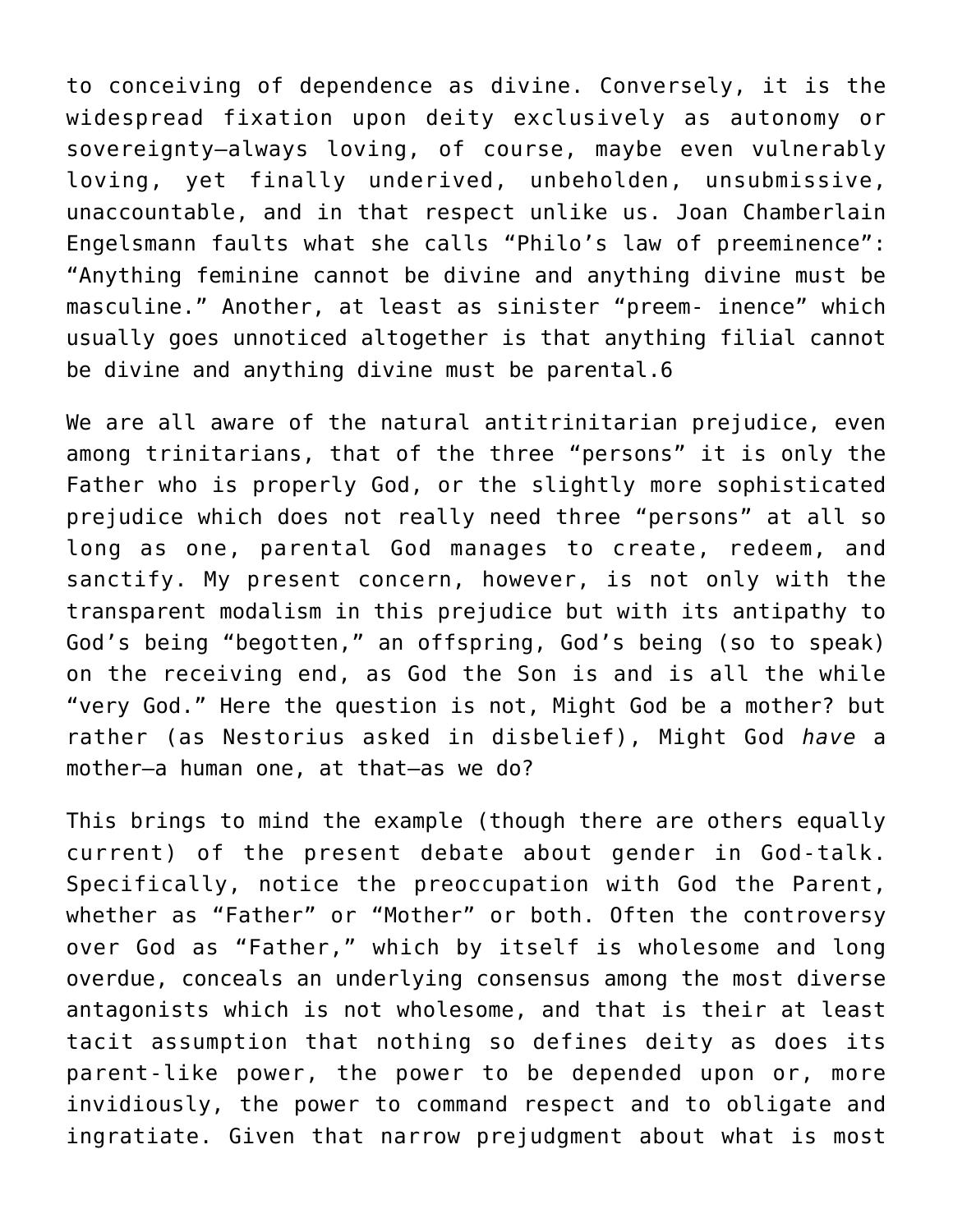to conceiving of dependence as divine. Conversely, it is the widespread fixation upon deity exclusively as autonomy or sovereignty—always loving, of course, maybe even vulnerably loving, yet finally underived, unbeholden, unsubmissive, unaccountable, and in that respect unlike us. Joan Chamberlain Engelsmann faults what she calls "Philo's law of preeminence": "Anything feminine cannot be divine and anything divine must be masculine." Another, at least as sinister "preem- inence" which usually goes unnoticed altogether is that anything filial cannot be divine and anything divine must be parental.6

We are all aware of the natural antitrinitarian prejudice, even among trinitarians, that of the three "persons" it is only the Father who is properly God, or the slightly more sophisticated prejudice which does not really need three "persons" at all so long as one, parental God manages to create, redeem, and sanctify. My present concern, however, is not only with the transparent modalism in this prejudice but with its antipathy to God's being "begotten," an offspring, God's being (so to speak) on the receiving end, as God the Son is and is all the while "very God." Here the question is not, Might God be a mother? but rather (as Nestorius asked in disbelief), Might God *have* a mother—a human one, at that—as we do?

This brings to mind the example (though there are others equally current) of the present debate about gender in God-talk. Specifically, notice the preoccupation with God the Parent, whether as "Father" or "Mother" or both. Often the controversy over God as "Father," which by itself is wholesome and long overdue, conceals an underlying consensus among the most diverse antagonists which is not wholesome, and that is their at least tacit assumption that nothing so defines deity as does its parent-like power, the power to be depended upon or, more invidiously, the power to command respect and to obligate and ingratiate. Given that narrow prejudgment about what is most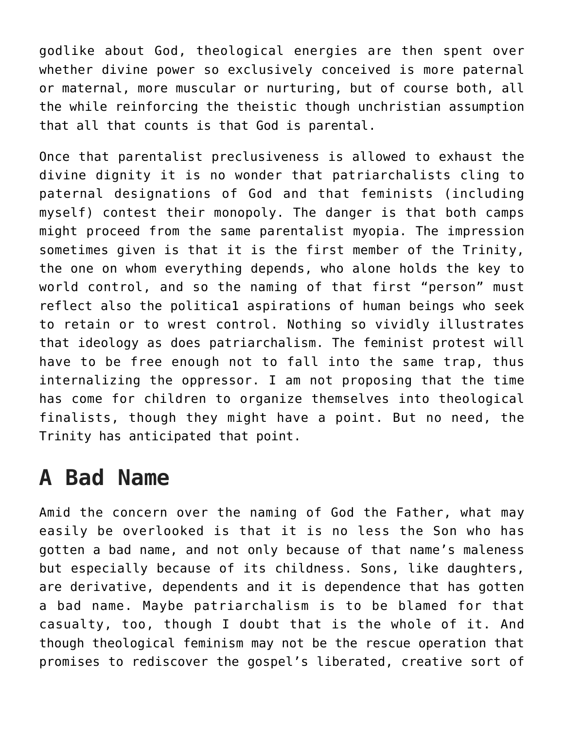godlike about God, theological energies are then spent over whether divine power so exclusively conceived is more paternal or maternal, more muscular or nurturing, but of course both, all the while reinforcing the theistic though unchristian assumption that all that counts is that God is parental.

Once that parentalist preclusiveness is allowed to exhaust the divine dignity it is no wonder that patriarchalists cling to paternal designations of God and that feminists (including myself) contest their monopoly. The danger is that both camps might proceed from the same parentalist myopia. The impression sometimes given is that it is the first member of the Trinity, the one on whom everything depends, who alone holds the key to world control, and so the naming of that first "person" must reflect also the politica1 aspirations of human beings who seek to retain or to wrest control. Nothing so vividly illustrates that ideology as does patriarchalism. The feminist protest will have to be free enough not to fall into the same trap, thus internalizing the oppressor. I am not proposing that the time has come for children to organize themselves into theological finalists, though they might have a point. But no need, the Trinity has anticipated that point.

## A Bad Name

Amid the concern over the naming of God the Father, what may easily be overlooked is that it is no less the Son who has gotten a bad name, and not only because of that name's maleness but especially because of its childness. Sons, like daughters, are derivative, dependents and it is dependence that has gotten a bad name. Maybe patriarchalism is to be blamed for that casualty, too, though I doubt that is the whole of it. And though theological feminism may not be the rescue operation that promises to rediscover the gospel's liberated, creative sort of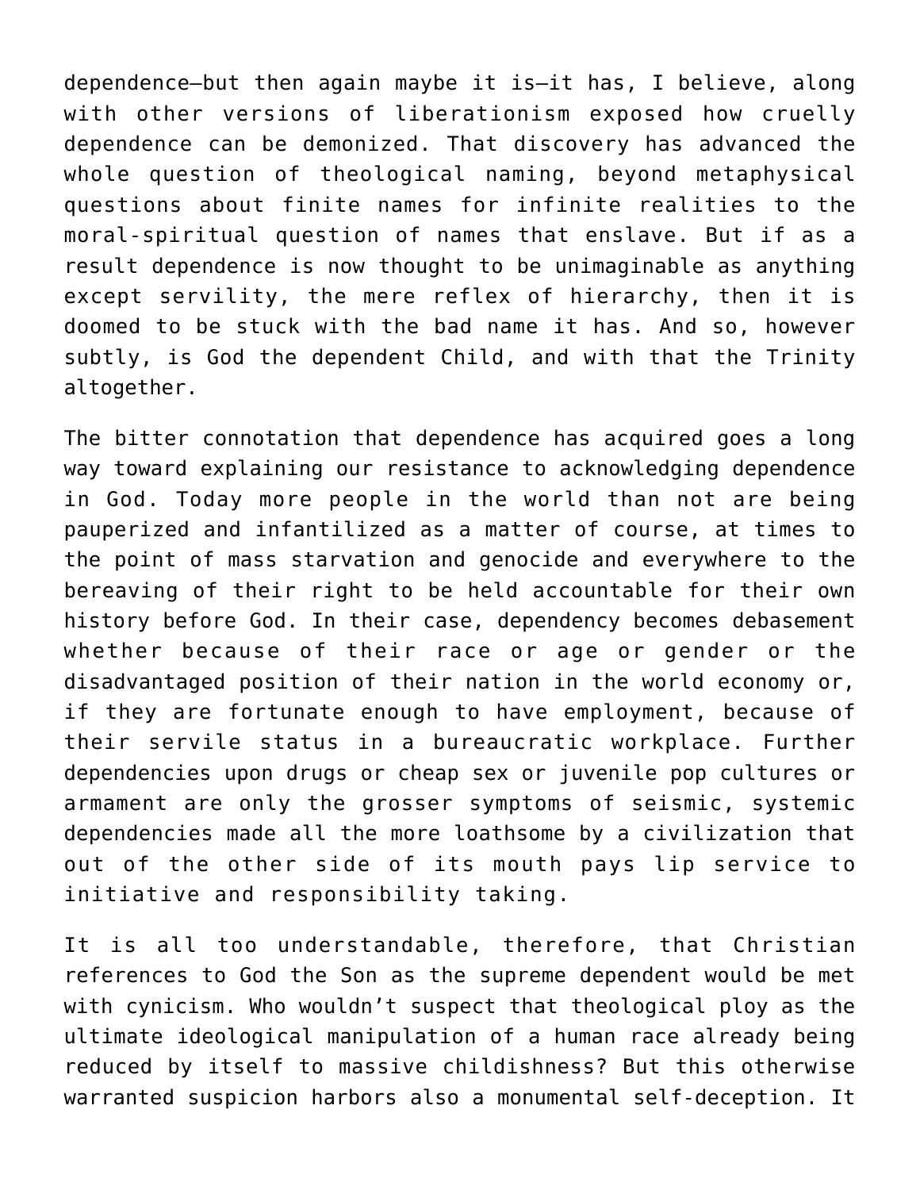dependence—but then again maybe it is—it has, I believe, along with other versions of liberationism exposed how cruelly dependence can be demonized. That discovery has advanced the whole question of theological naming, beyond metaphysical questions about finite names for infinite realities to the moral-spiritual question of names that enslave. But if as a result dependence is now thought to be unimaginable as anything except servility, the mere reflex of hierarchy, then it is doomed to be stuck with the bad name it has. And so, however subtly, is God the dependent Child, and with that the Trinity altogether.

The bitter connotation that dependence has acquired goes a long way toward explaining our resistance to acknowledging dependence in God. Today more people in the world than not are being pauperized and infantilized as a matter of course, at times to the point of mass starvation and genocide and everywhere to the bereaving of their right to be held accountable for their own history before God. In their case, dependency becomes debasement whether because of their race or age or gender or the disadvantaged position of their nation in the world economy or, if they are fortunate enough to have employment, because of their servile status in a bureaucratic workplace. Further dependencies upon drugs or cheap sex or juvenile pop cultures or armament are only the grosser symptoms of seismic, systemic dependencies made all the more loathsome by a civilization that out of the other side of its mouth pays lip service to initiative and responsibility taking.

It is all too understandable, therefore, that Christian references to God the Son as the supreme dependent would be met with cynicism. Who wouldn't suspect that theological ploy as the ultimate ideological manipulation of a human race already being reduced by itself to massive childishness? But this otherwise warranted suspicion harbors also a monumental self-deception. It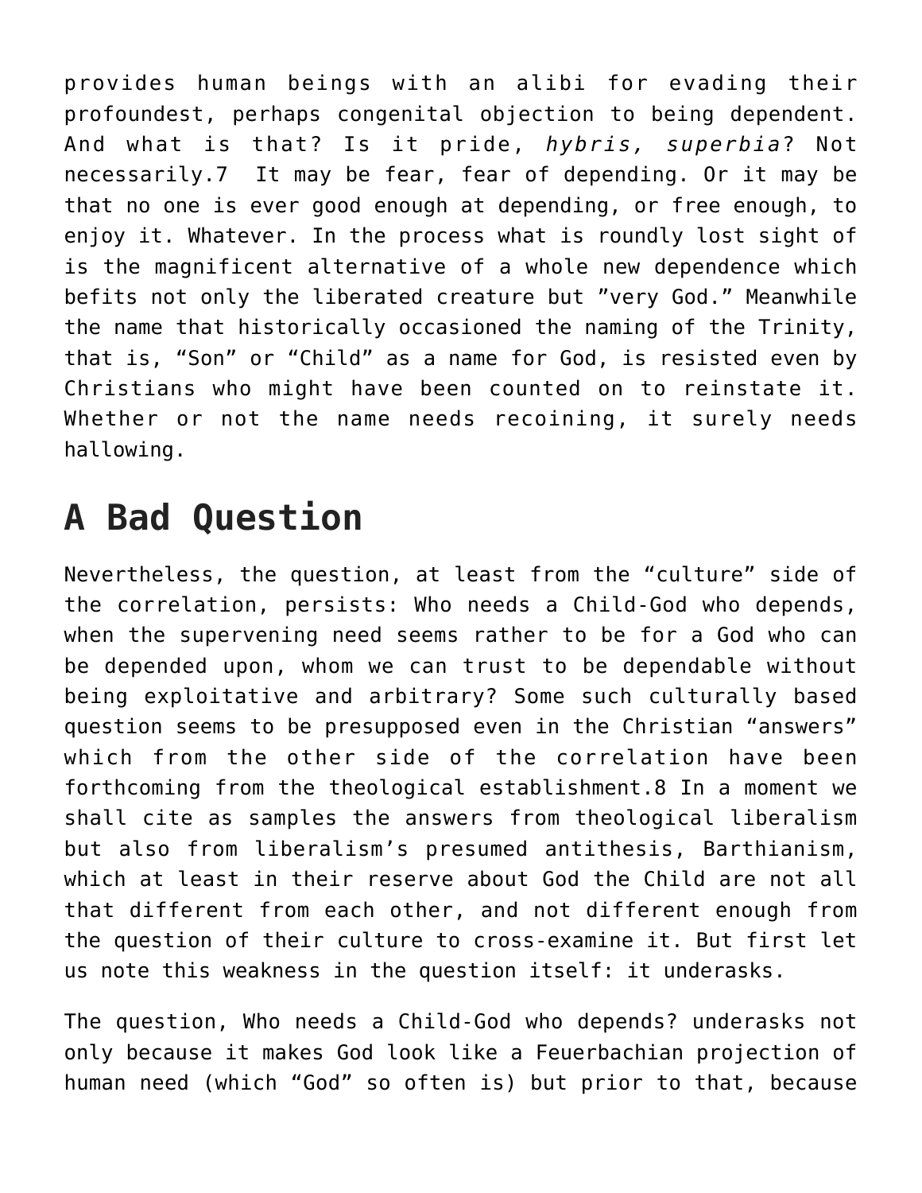provides human beings with an alibi for evading their profoundest, perhaps congenital objection to being dependent. And what is that? Is it pride, *hybris, superbia*? Not necessarily.7 It may be fear, fear of depending. Or it may be that no one is ever good enough at depending, or free enough, to enjoy it. Whatever. In the process what is roundly lost sight of is the magnificent alternative of a whole new dependence which befits not only the liberated creature but "very God." Meanwhile the name that historically occasioned the naming of the Trinity, that is, "Son" or "Child" as a name for God, is resisted even by Christians who might have been counted on to reinstate it. Whether or not the name needs recoining, it surely needs hallowing.

## A Bad Question

Nevertheless, the question, at least from the "culture" side of the correlation, persists: Who needs a Child-God who depends, when the supervening need seems rather to be for a God who can be depended upon, whom we can trust to be dependable without being exploitative and arbitrary? Some such culturally based question seems to be presupposed even in the Christian "answers" which from the other side of the correlation have been forthcoming from the theological establishment.8 In a moment we shall cite as samples the answers from theological liberalism but also from liberalism's presumed antithesis, Barthianism, which at least in their reserve about God the Child are not all that different from each other, and not different enough from the question of their culture to cross-examine it. But first let us note this weakness in the question itself: it underasks.

The question, Who needs a Child-God who depends? underasks not only because it makes God look like a Feuerbachian projection of human need (which "God" so often is) but prior to that, because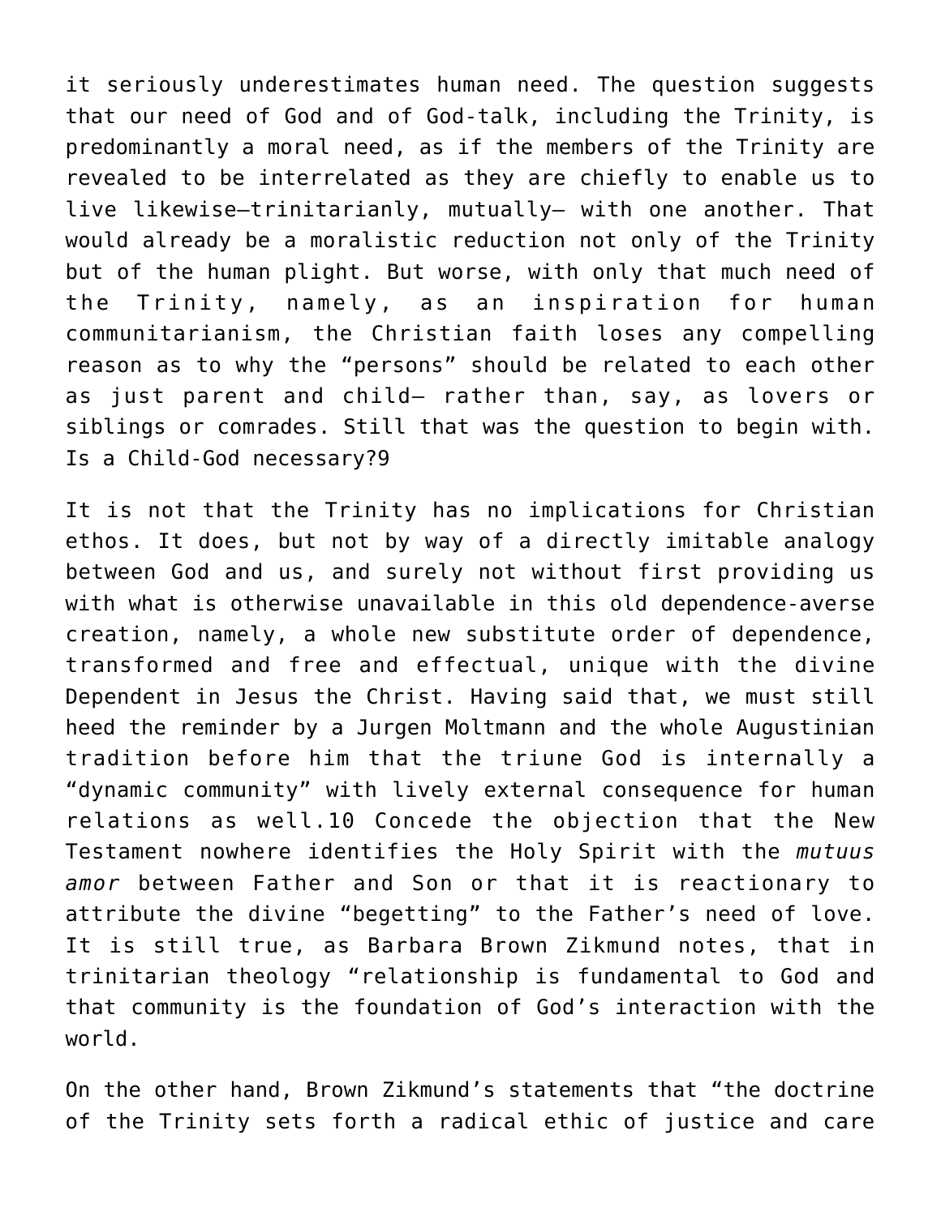it seriously underestimates human need. The question suggests that our need of God and of God-talk, including the Trinity, is predominantly a moral need, as if the members of the Trinity are revealed to be interrelated as they are chiefly to enable us to live likewise—trinitarianly, mutually— with one another. That would already be a moralistic reduction not only of the Trinity but of the human plight. But worse, with only that much need of the Trinity, namely, as an inspiration for human communitarianism, the Christian faith loses any compelling reason as to why the "persons" should be related to each other as just parent and child— rather than, say, as lovers or siblings or comrades. Still that was the question to begin with. Is a Child-God necessary?9

It is not that the Trinity has no implications for Christian ethos. It does, but not by way of a directly imitable analogy between God and us, and surely not without first providing us with what is otherwise unavailable in this old dependence-averse creation, namely, a whole new substitute order of dependence, transformed and free and effectual, unique with the divine Dependent in Jesus the Christ. Having said that, we must still heed the reminder by a Jurgen Moltmann and the whole Augustinian tradition before him that the triune God is internally a "dynamic community" with lively external consequence for human relations as well.10 Concede the objection that the New Testament nowhere identifies the Holy Spirit with the *mutuus amor* between Father and Son or that it is reactionary to attribute the divine "begetting" to the Father's need of love. It is still true, as Barbara Brown Zikmund notes, that in trinitarian theology "relationship is fundamental to God and that community is the foundation of God's interaction with the world.

On the other hand, Brown Zikmund's statements that "the doctrine of the Trinity sets forth a radical ethic of justice and care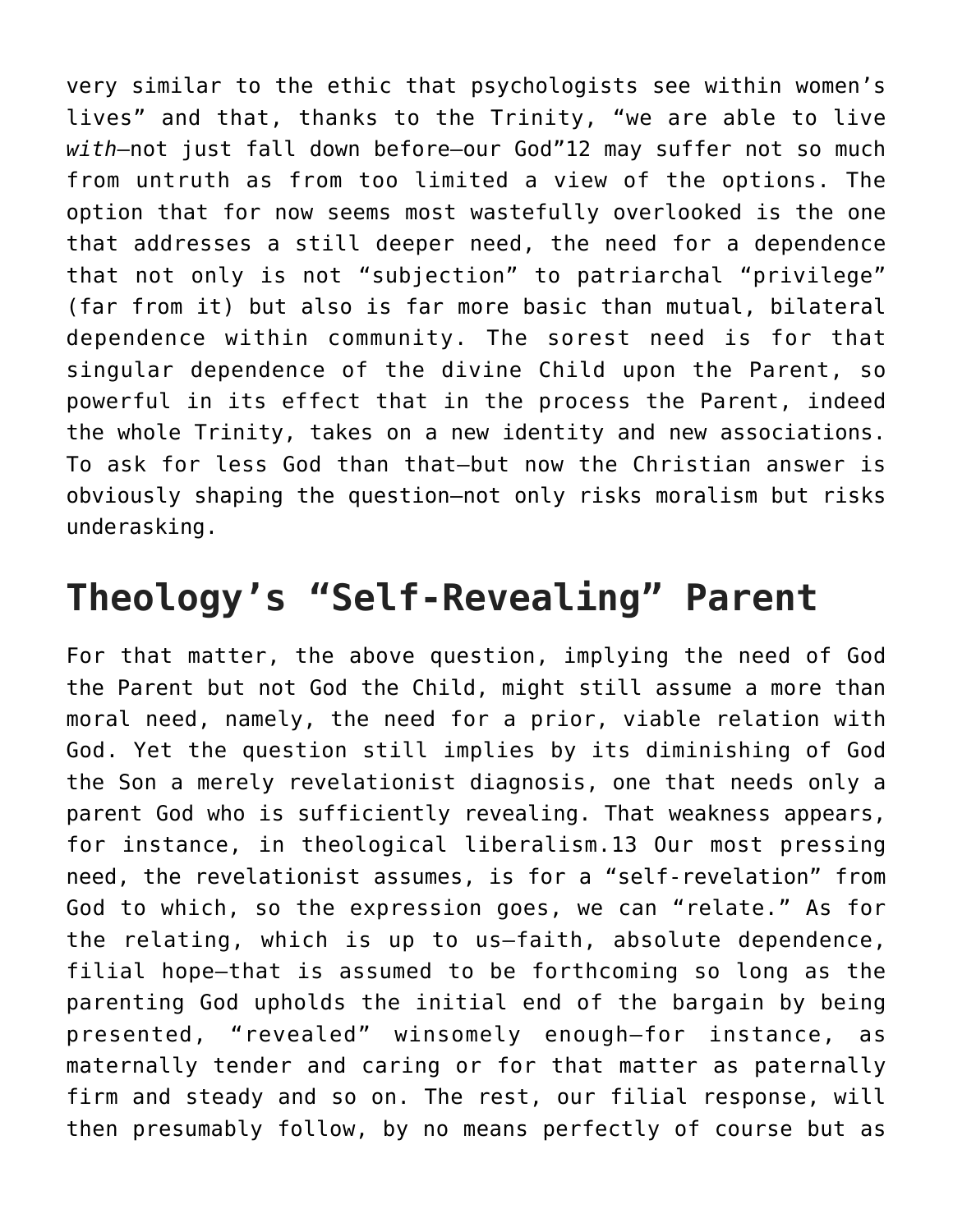very similar to the ethic that psychologists see within women's lives" and that, thanks to the Trinity, "we are able to live *with*—not just fall down before—our God"12 may suffer not so much from untruth as from too limited a view of the options. The option that for now seems most wastefully overlooked is the one that addresses a still deeper need, the need for a dependence that not only is not "subjection" to patriarchal "privilege" (far from it) but also is far more basic than mutual, bilateral dependence within community. The sorest need is for that singular dependence of the divine Child upon the Parent, so powerful in its effect that in the process the Parent, indeed the whole Trinity, takes on a new identity and new associations. To ask for less God than that—but now the Christian answer is obviously shaping the question—not only risks moralism but risks underasking.

# Theology's "Self-Revealing" Parent

For that matter, the above question, implying the need of God the Parent but not God the Child, might still assume a more than moral need, namely, the need for a prior, viable relation with God. Yet the question still implies by its diminishing of God the Son a merely revelationist diagnosis, one that needs only a parent God who is sufficiently revealing. That weakness appears, for instance, in theological liberalism.13 Our most pressing need, the revelationist assumes, is for a "self-revelation" from God to which, so the expression goes, we can "relate." As for the relating, which is up to us—faith, absolute dependence, filial hope—that is assumed to be forthcoming so long as the parenting God upholds the initial end of the bargain by being presented, "revealed" winsomely enough—for instance, as maternally tender and caring or for that matter as paternally firm and steady and so on. The rest, our filial response, will then presumably follow, by no means perfectly of course but as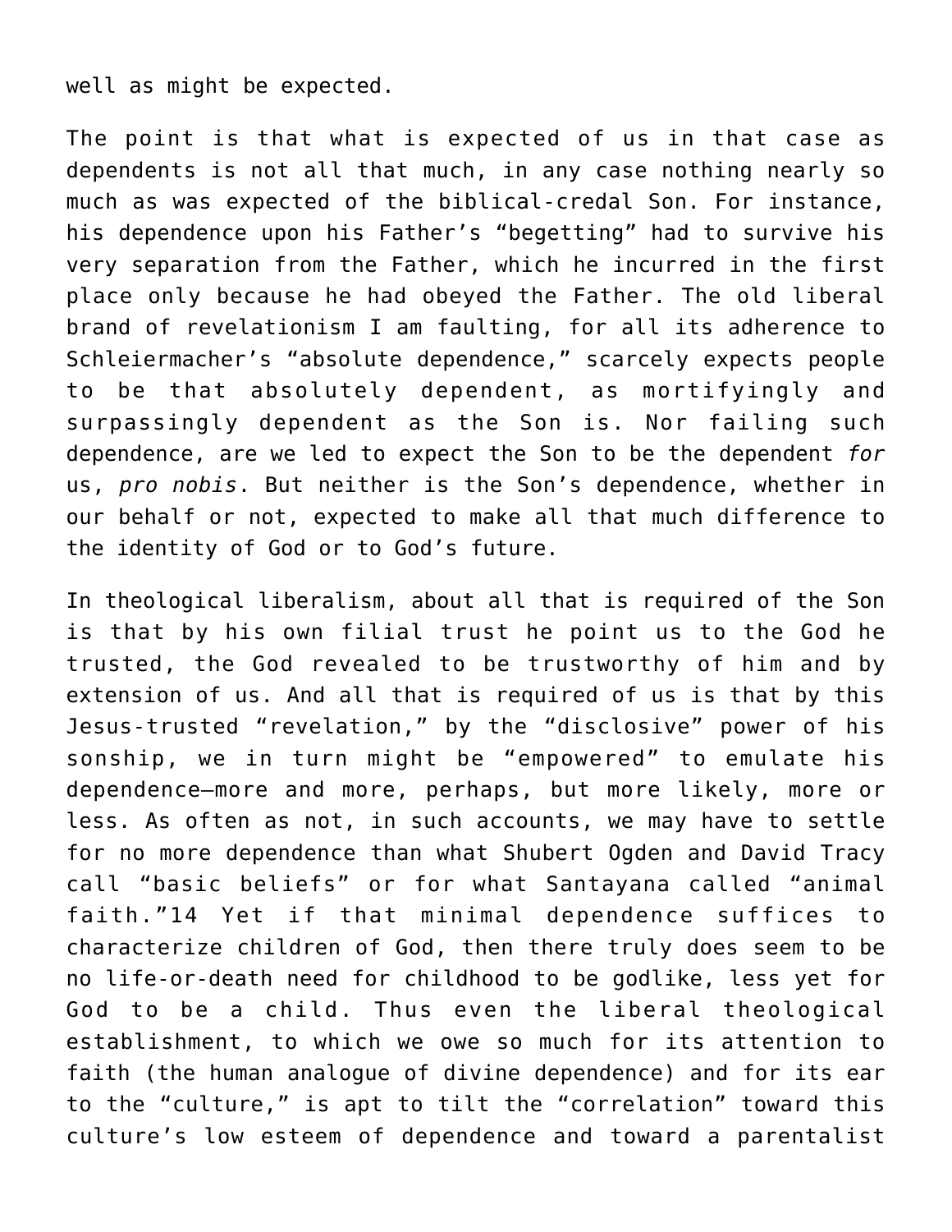well as might be expected.

The point is that what is expected of us in that case as dependents is not all that much, in any case nothing nearly so much as was expected of the biblical-credal Son. For instance, his dependence upon his Father's "begetting" had to survive his very separation from the Father, which he incurred in the first place only because he had obeyed the Father. The old liberal brand of revelationism I am faulting, for all its adherence to Schleiermacher's "absolute dependence," scarcely expects people to be that absolutely dependent, as mortifyingly and surpassingly dependent as the Son is. Nor failing such dependence, are we led to expect the Son to be the dependent *for* us, *pro nobis*. But neither is the Son's dependence, whether in our behalf or not, expected to make all that much difference to the identity of God or to God's future.

In theological liberalism, about all that is required of the Son is that by his own filial trust he point us to the God he trusted, the God revealed to be trustworthy of him and by extension of us. And all that is required of us is that by this Jesus-trusted "revelation," by the "disclosive" power of his sonship, we in turn might be "empowered" to emulate his dependence—more and more, perhaps, but more likely, more or less. As often as not, in such accounts, we may have to settle for no more dependence than what Shubert Ogden and David Tracy call "basic beliefs" or for what Santayana called "animal faith."14 Yet if that minimal dependence suffices to characterize children of God, then there truly does seem to be no life-or-death need for childhood to be godlike, less yet for God to be a child. Thus even the liberal theological establishment, to which we owe so much for its attention to faith (the human analogue of divine dependence) and for its ear to the "culture," is apt to tilt the "correlation" toward this culture's low esteem of dependence and toward a parentalist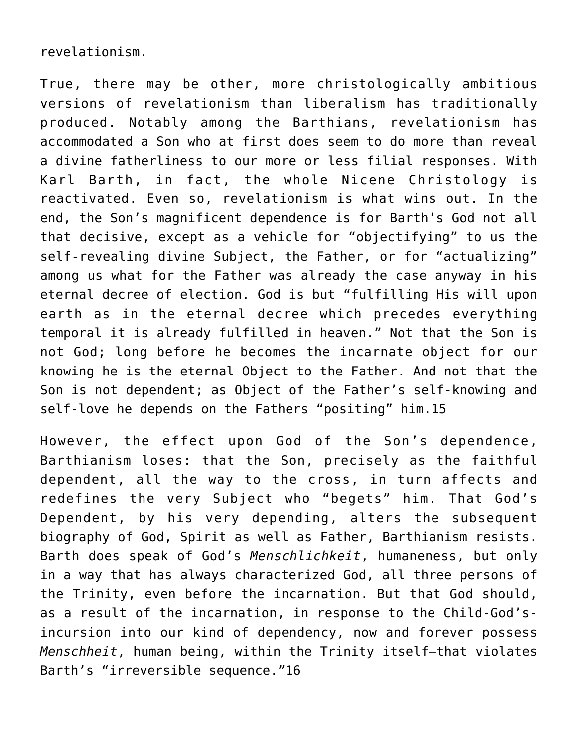revelationism.

True, there may be other, more christologically ambitious versions of revelationism than liberalism has traditionally produced. Notably among the Barthians, revelationism has accommodated a Son who at first does seem to do more than reveal a divine fatherliness to our more or less filial responses. With Karl Barth, in fact, the whole Nicene Christology is reactivated. Even so, revelationism is what wins out. In the end, the Son's magnificent dependence is for Barth's God not all that decisive, except as a vehicle for "objectifying" to us the self-revealing divine Subject, the Father, or for "actualizing" among us what for the Father was already the case anyway in his eternal decree of election. God is but "fulfilling His will upon earth as in the eternal decree which precedes everything temporal it is already fulfilled in heaven." Not that the Son is not God; long before he becomes the incarnate object for our knowing he is the eternal Object to the Father. And not that the Son is not dependent; as Object of the Father's self-knowing and self-love he depends on the Fathers "positing" him.15

However, the effect upon God of the Son's dependence, Barthianism loses: that the Son, precisely as the faithful dependent, all the way to the cross, in turn affects and redefines the very Subject who "begets" him. That God's Dependent, by his very depending, alters the subsequent biography of God, Spirit as well as Father, Barthianism resists. Barth does speak of God's *Menschlichkeit*, humaneness, but only in a way that has always characterized God, all three persons of the Trinity, even before the incarnation. But that God should, as a result of the incarnation, in response to the Child-God's-incursion into our kind of dependency, now and forever possess *Menschheit*, human being, within the Trinity itself—that violates Barth's "irreversible sequence."16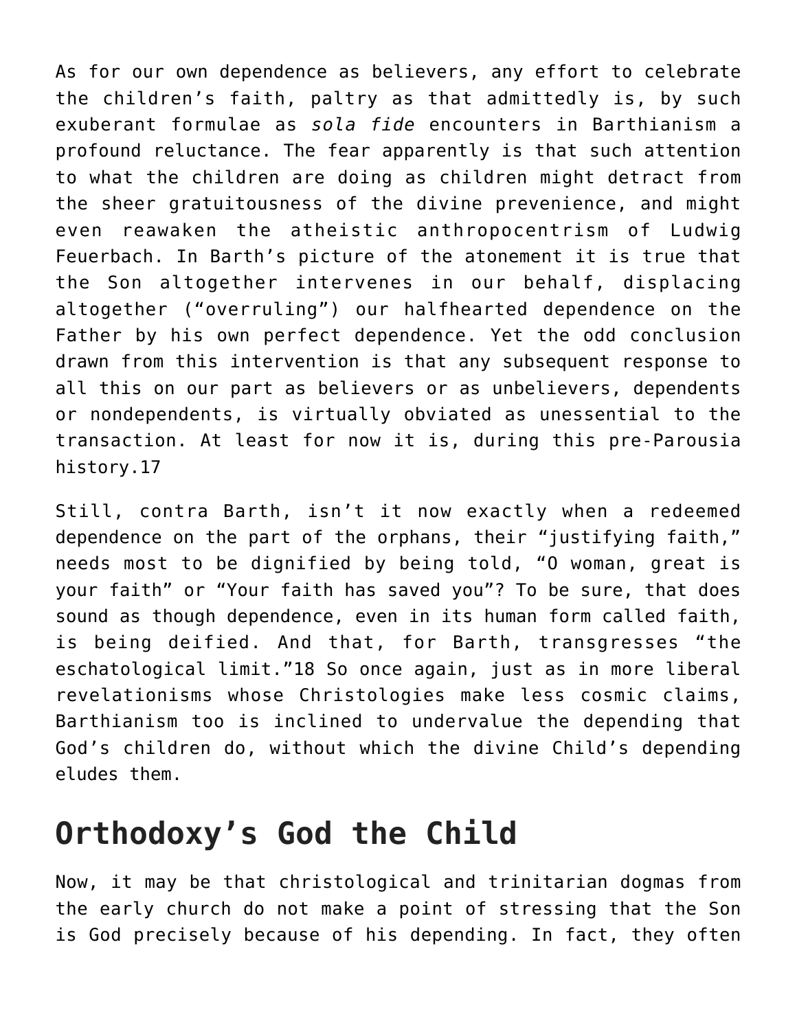As for our own dependence as believers, any effort to celebrate the children's faith, paltry as that admittedly is, by such exuberant formulae as *sola fide* encounters in Barthianism a profound reluctance. The fear apparently is that such attention to what the children are doing as children might detract from the sheer gratuitousness of the divine prevenience, and might even reawaken the atheistic anthropocentrism of Ludwig Feuerbach. In Barth's picture of the atonement it is true that the Son altogether intervenes in our behalf, displacing altogether ("overruling") our halfhearted dependence on the Father by his own perfect dependence. Yet the odd conclusion drawn from this intervention is that any subsequent response to all this on our part as believers or as unbelievers, dependents or nondependents, is virtually obviated as unessential to the transaction. At least for now it is, during this pre-Parousia history.17

Still, contra Barth, isn't it now exactly when a redeemed dependence on the part of the orphans, their "justifying faith," needs most to be dignified by being told, "O woman, great is your faith" or "Your faith has saved you"? To be sure, that does sound as though dependence, even in its human form called faith, is being deified. And that, for Barth, transgresses "the eschatological limit."18 So once again, just as in more liberal revelationisms whose Christologies make less cosmic claims, Barthianism too is inclined to undervalue the depending that God's children do, without which the divine Child's depending eludes them.

## Orthodoxy's God the Child

Now, it may be that christological and trinitarian dogmas from the early church do not make a point of stressing that the Son is God precisely because of his depending. In fact, they often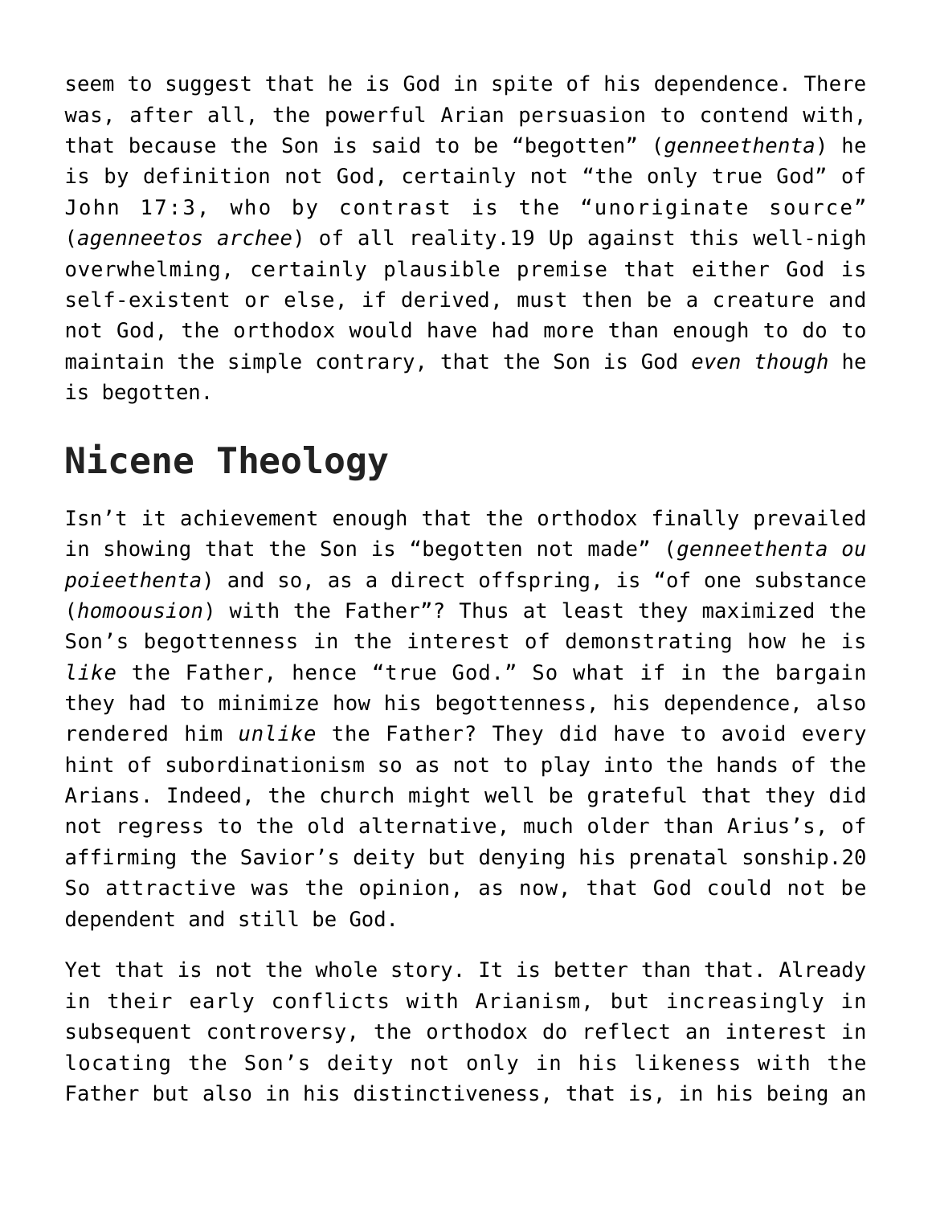seem to suggest that he is God in spite of his dependence. There was, after all, the powerful Arian persuasion to contend with, that because the Son is said to be "begotten" (*genneethenta*) he is by definition not God, certainly not "the only true God" of John 17:3, who by contrast is the "unoriginate source" (*agenneetos archee*) of all reality.19 Up against this well-nigh overwhelming, certainly plausible premise that either God is self-existent or else, if derived, must then be a creature and not God, the orthodox would have had more than enough to do to maintain the simple contrary, that the Son is God *even though* he is begotten.

## Nicene Theology

Isn't it achievement enough that the orthodox finally prevailed in showing that the Son is "begotten not made" (*genneethenta ou poieethenta*) and so, as a direct offspring, is "of one substance (*homoousion*) with the Father"? Thus at least they maximized the Son's begottenness in the interest of demonstrating how he is *like* the Father, hence "true God." So what if in the bargain they had to minimize how his begottenness, his dependence, also rendered him *unlike* the Father? They did have to avoid every hint of subordinationism so as not to play into the hands of the Arians. Indeed, the church might well be grateful that they did not regress to the old alternative, much older than Arius's, of affirming the Savior's deity but denying his prenatal sonship.20 So attractive was the opinion, as now, that God could not be dependent and still be God.

Yet that is not the whole story. It is better than that. Already in their early conflicts with Arianism, but increasingly in subsequent controversy, the orthodox do reflect an interest in locating the Son's deity not only in his likeness with the Father but also in his distinctiveness, that is, in his being an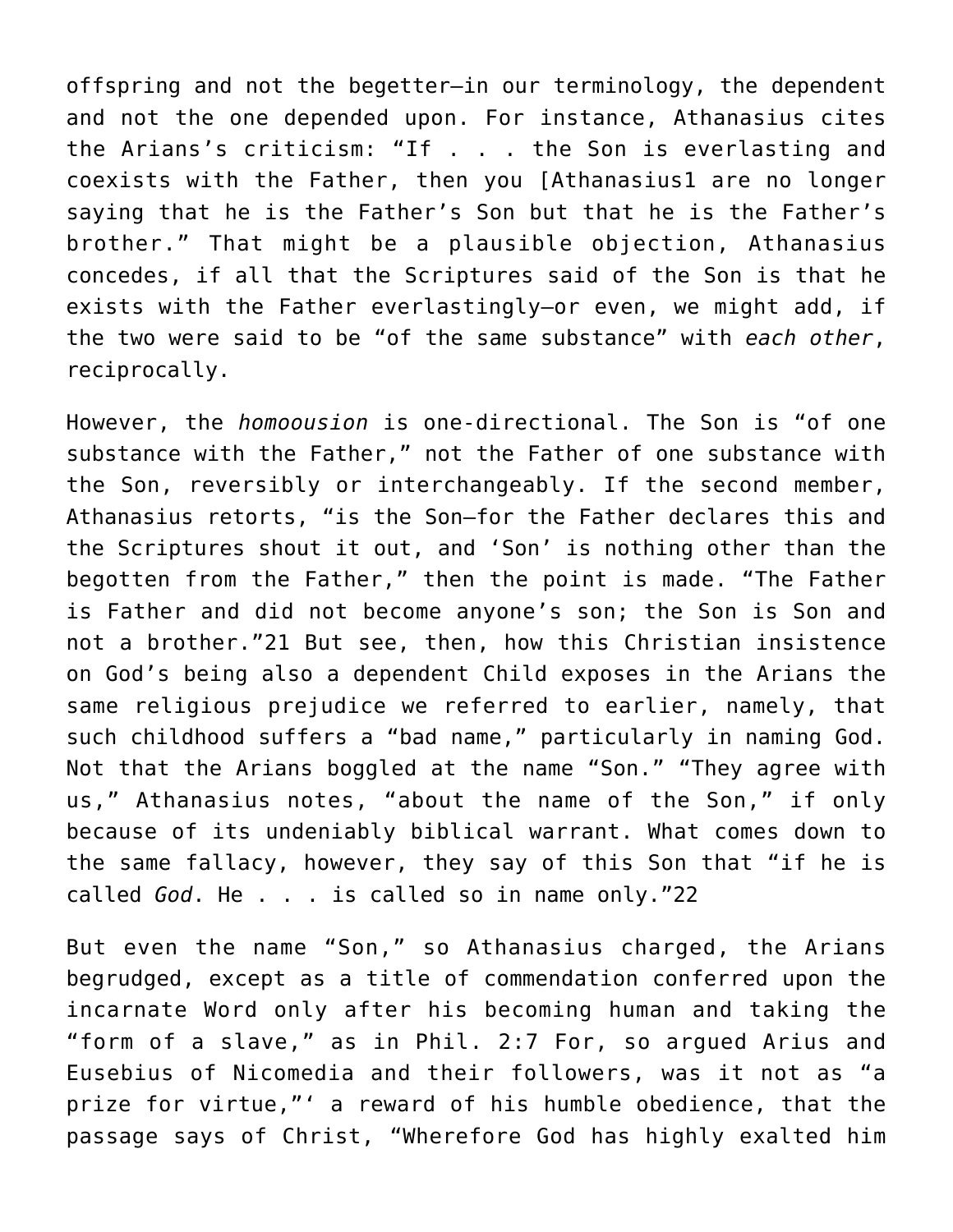offspring and not the begetter—in our terminology, the dependent and not the one depended upon. For instance, Athanasius cites the Arians's criticism: "If . . . the Son is everlasting and coexists with the Father, then you [Athanasius1 are no longer saying that he is the Father's Son but that he is the Father's brother." That might be a plausible objection, Athanasius concedes, if all that the Scriptures said of the Son is that he exists with the Father everlastingly—or even, we might add, if the two were said to be "of the same substance" with *each other*, reciprocally.

However, the *homoousion* is one-directional. The Son is "of one substance with the Father," not the Father of one substance with the Son, reversibly or interchangeably. If the second member, Athanasius retorts, "is the Son—for the Father declares this and the Scriptures shout it out, and 'Son' is nothing other than the begotten from the Father," then the point is made. "The Father is Father and did not become anyone's son; the Son is Son and not a brother."21 But see, then, how this Christian insistence on God's being also a dependent Child exposes in the Arians the same religious prejudice we referred to earlier, namely, that such childhood suffers a "bad name," particularly in naming God. Not that the Arians boggled at the name "Son." "They agree with us," Athanasius notes, "about the name of the Son," if only because of its undeniably biblical warrant. What comes down to the same fallacy, however, they say of this Son that "if he is called *God*. He . . . is called so in name only."22

But even the name "Son," so Athanasius charged, the Arians begrudged, except as a title of commendation conferred upon the incarnate Word only after his becoming human and taking the "form of a slave," as in Phil. 2:7 For, so argued Arius and Eusebius of Nicomedia and their followers, was it not as "a prize for virtue,"' a reward of his humble obedience, that the passage says of Christ, "Wherefore God has highly exalted him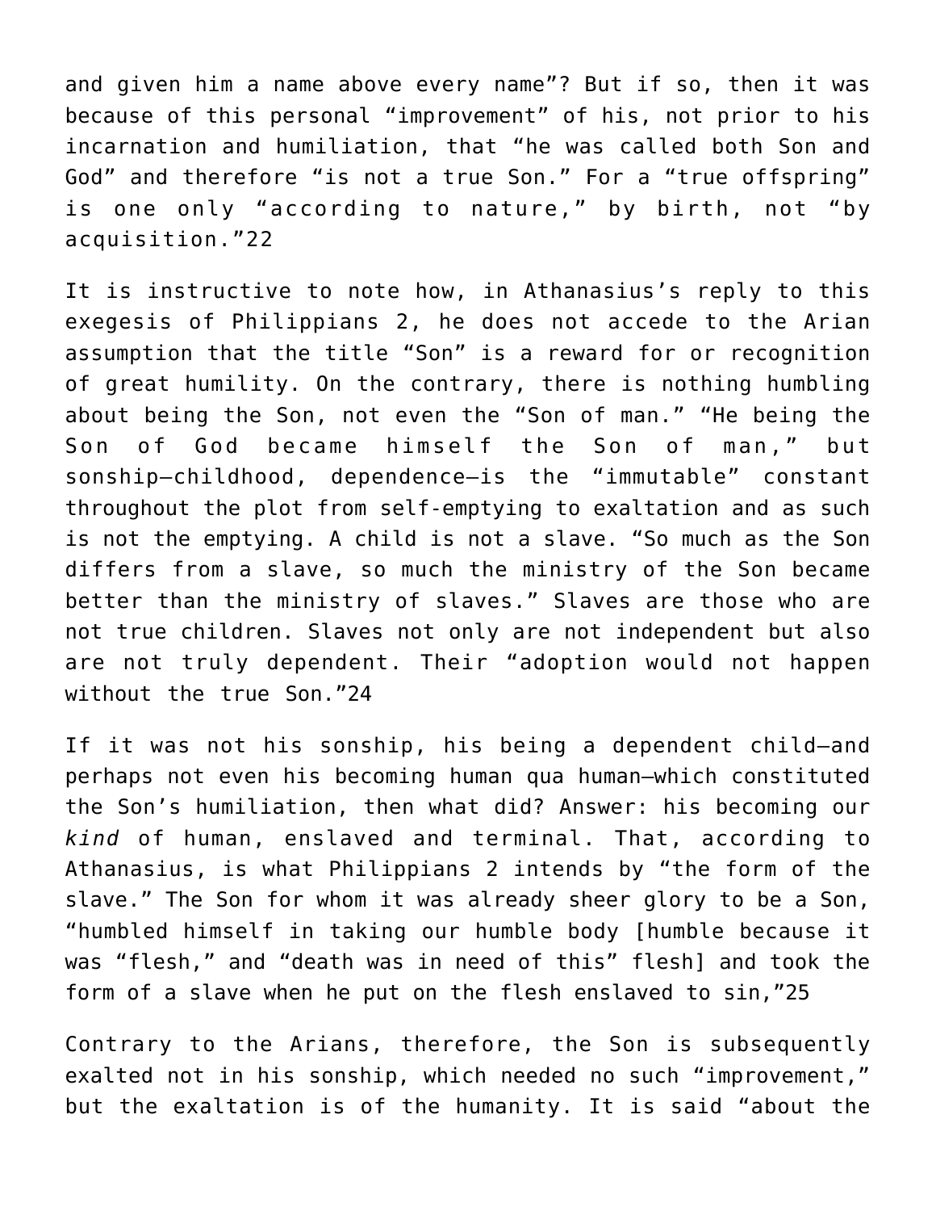and given him a name above every name”? But if so, then it was because of this personal “improvement” of his, not prior to his incarnation and humiliation, that “he was called both Son and God” and therefore “is not a true Son.” For a “true offspring” is one only “according to nature,” by birth, not “by acquisition.”22

It is instructive to note how, in Athanasius’s reply to this exegesis of Philippians 2, he does not accede to the Arian assumption that the title “Son” is a reward for or recognition of great humility. On the contrary, there is nothing humbling about being the Son, not even the “Son of man.” “He being the Son of God became himself the Son of man,” but sonship—childhood, dependence—is the “immutable” constant throughout the plot from self-emptying to exaltation and as such is not the emptying. A child is not a slave. “So much as the Son differs from a slave, so much the ministry of the Son became better than the ministry of slaves.” Slaves are those who are not true children. Slaves not only are not independent but also are not truly dependent. Their “adoption would not happen without the true Son.”24

If it was not his sonship, his being a dependent child—and perhaps not even his becoming human qua human—which constituted the Son’s humiliation, then what did? Answer: his becoming our *kind* of human, enslaved and terminal. That, according to Athanasius, is what Philippians 2 intends by “the form of the slave.” The Son for whom it was already sheer glory to be a Son, “humbled himself in taking our humble body [humble because it was “flesh,” and “death was in need of this” flesh] and took the form of a slave when he put on the flesh enslaved to sin,”25

Contrary to the Arians, therefore, the Son is subsequently exalted not in his sonship, which needed no such “improvement,” but the exaltation is of the humanity. It is said “about the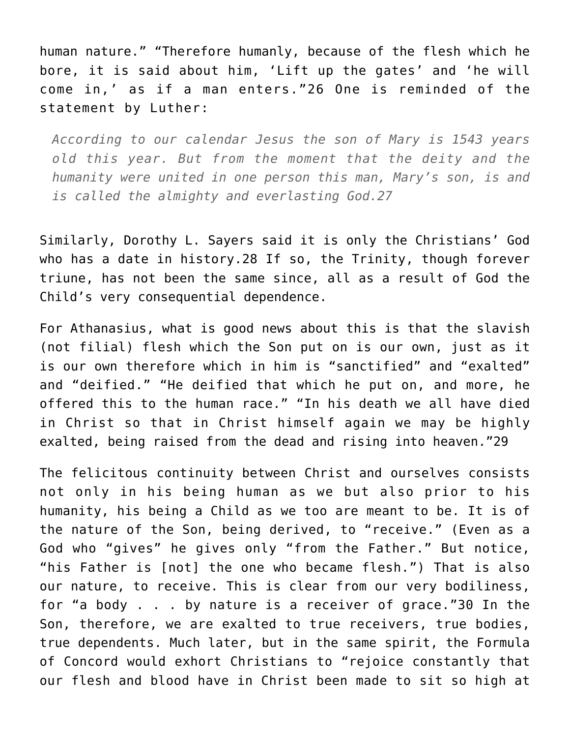human nature." "Therefore humanly, because of the flesh which he bore, it is said about him, 'Lift up the gates' and 'he will come in,' as if a man enters."26 One is reminded of the statement by Luther:

> *According to our calendar Jesus the son of Mary is 1543 years old this year. But from the moment that the deity and the humanity were united in one person this man, Mary's son, is and is called the almighty and everlasting God.27*

Similarly, Dorothy L. Sayers said it is only the Christians' God who has a date in history.28 If so, the Trinity, though forever triune, has not been the same since, all as a result of God the Child's very consequential dependence.

For Athanasius, what is good news about this is that the slavish (not filial) flesh which the Son put on is our own, just as it is our own therefore which in him is "sanctified" and "exalted" and "deified." "He deified that which he put on, and more, he offered this to the human race." "In his death we all have died in Christ so that in Christ himself again we may be highly exalted, being raised from the dead and rising into heaven."29

The felicitous continuity between Christ and ourselves consists not only in his being human as we but also prior to his humanity, his being a Child as we too are meant to be. It is of the nature of the Son, being derived, to "receive." (Even as a God who "gives" he gives only "from the Father." But notice, "his Father is [not] the one who became flesh.") That is also our nature, to receive. This is clear from our very bodiliness, for "a body . . . by nature is a receiver of grace."30 In the Son, therefore, we are exalted to true receivers, true bodies, true dependents. Much later, but in the same spirit, the Formula of Concord would exhort Christians to "rejoice constantly that our flesh and blood have in Christ been made to sit so high at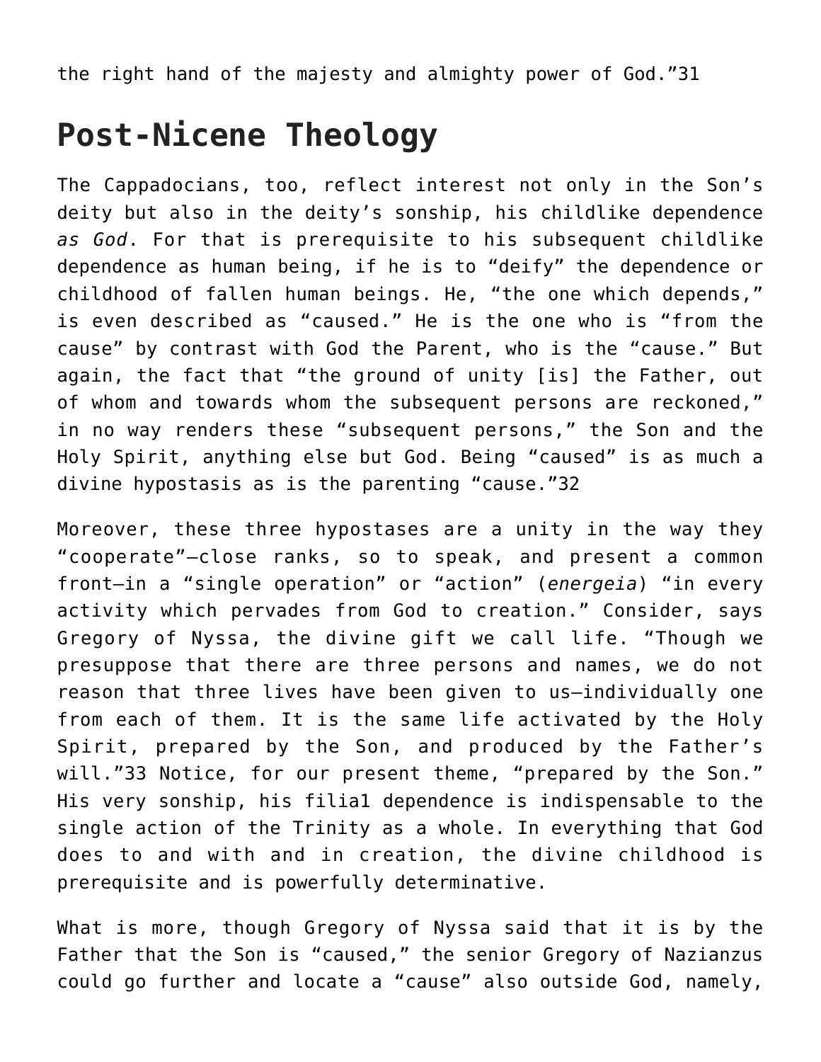the right hand of the majesty and almighty power of God."[31]

## Post-Nicene Theology

The Cappadocians, too, reflect interest not only in the Son's deity but also in the deity's sonship, his childlike dependence *as God*. For that is prerequisite to his subsequent childlike dependence as human being, if he is to "deify" the dependence or childhood of fallen human beings. He, "the one which depends," is even described as "caused." He is the one who is "from the cause" by contrast with God the Parent, who is the "cause." But again, the fact that "the ground of unity [is] the Father, out of whom and towards whom the subsequent persons are reckoned," in no way renders these "subsequent persons," the Son and the Holy Spirit, anything else but God. Being "caused" is as much a divine hypostasis as is the parenting "cause."[32]

Moreover, these three hypostases are a unity in the way they "cooperate"—close ranks, so to speak, and present a common front—in a "single operation" or "action" (*energeia*) "in every activity which pervades from God to creation." Consider, says Gregory of Nyssa, the divine gift we call life. "Though we presuppose that there are three persons and names, we do not reason that three lives have been given to us—individually one from each of them. It is the same life activated by the Holy Spirit, prepared by the Son, and produced by the Father's will."[33] Notice, for our present theme, "prepared by the Son." His very sonship, his filia1 dependence is indispensable to the single action of the Trinity as a whole. In everything that God does to and with and in creation, the divine childhood is prerequisite and is powerfully determinative.

What is more, though Gregory of Nyssa said that it is by the Father that the Son is "caused," the senior Gregory of Nazianzus could go further and locate a "cause" also outside God, namely,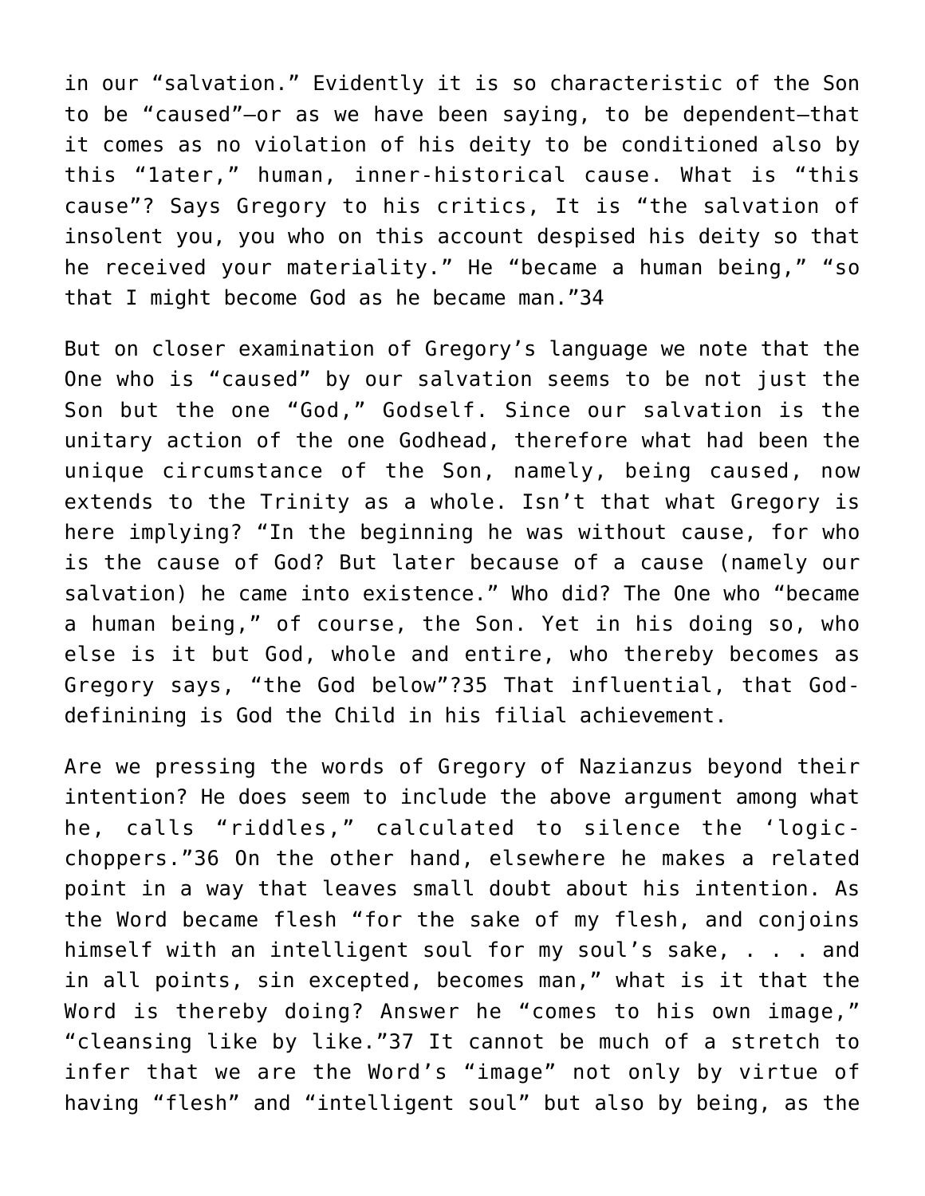in our “salvation.” Evidently it is so characteristic of the Son to be “caused”—or as we have been saying, to be dependent—that it comes as no violation of his deity to be conditioned also by this “1ater,” human, inner-historical cause. What is “this cause”? Says Gregory to his critics, It is “the salvation of insolent you, you who on this account despised his deity so that he received your materiality.” He “became a human being,” “so that I might become God as he became man.”34

But on closer examination of Gregory’s language we note that the One who is “caused” by our salvation seems to be not just the Son but the one “God,” Godself. Since our salvation is the unitary action of the one Godhead, therefore what had been the unique circumstance of the Son, namely, being caused, now extends to the Trinity as a whole. Isn’t that what Gregory is here implying? “In the beginning he was without cause, for who is the cause of God? But later because of a cause (namely our salvation) he came into existence.” Who did? The One who “became a human being,” of course, the Son. Yet in his doing so, who else is it but God, whole and entire, who thereby becomes as Gregory says, “the God below”?35 That influential, that God-definining is God the Child in his filial achievement.

Are we pressing the words of Gregory of Nazianzus beyond their intention? He does seem to include the above argument among what he, calls “riddles,” calculated to silence the ‘logic-choppers.”36 On the other hand, elsewhere he makes a related point in a way that leaves small doubt about his intention. As the Word became flesh “for the sake of my flesh, and conjoins himself with an intelligent soul for my soul’s sake, . . . and in all points, sin excepted, becomes man,” what is it that the Word is thereby doing? Answer he “comes to his own image,” “cleansing like by like.”37 It cannot be much of a stretch to infer that we are the Word’s “image” not only by virtue of having “flesh” and “intelligent soul” but also by being, as the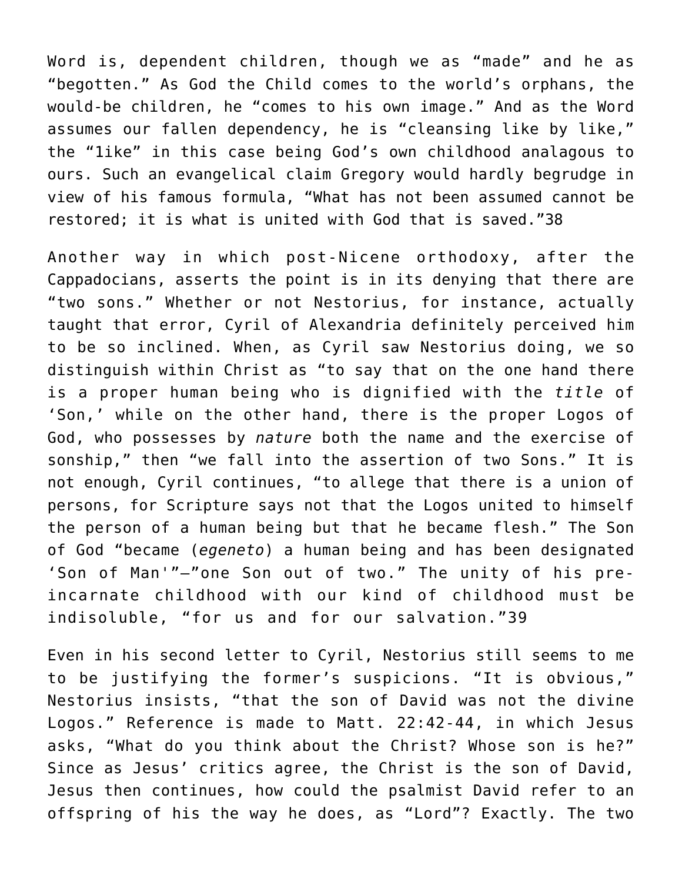Word is, dependent children, though we as “made” and he as “begotten.” As God the Child comes to the world’s orphans, the would-be children, he “comes to his own image.” And as the Word assumes our fallen dependency, he is “cleansing like by like,” the “1ike” in this case being God’s own childhood analagous to ours. Such an evangelical claim Gregory would hardly begrudge in view of his famous formula, “What has not been assumed cannot be restored; it is what is united with God that is saved.”38

Another way in which post-Nicene orthodoxy, after the Cappadocians, asserts the point is in its denying that there are “two sons.” Whether or not Nestorius, for instance, actually taught that error, Cyril of Alexandria definitely perceived him to be so inclined. When, as Cyril saw Nestorius doing, we so distinguish within Christ as “to say that on the one hand there is a proper human being who is dignified with the *title* of ‘Son,’ while on the other hand, there is the proper Logos of God, who possesses by *nature* both the name and the exercise of sonship,” then “we fall into the assertion of two Sons.” It is not enough, Cyril continues, “to allege that there is a union of persons, for Scripture says not that the Logos united to himself the person of a human being but that he became flesh.” The Son of God “became (*egeneto*) a human being and has been designated ‘Son of Man'”—”one Son out of two.” The unity of his pre-incarnate childhood with our kind of childhood must be indisoluble, “for us and for our salvation.”39

Even in his second letter to Cyril, Nestorius still seems to me to be justifying the former’s suspicions. “It is obvious,” Nestorius insists, “that the son of David was not the divine Logos.” Reference is made to Matt. 22:42-44, in which Jesus asks, “What do you think about the Christ? Whose son is he?” Since as Jesus’ critics agree, the Christ is the son of David, Jesus then continues, how could the psalmist David refer to an offspring of his the way he does, as “Lord”? Exactly. The two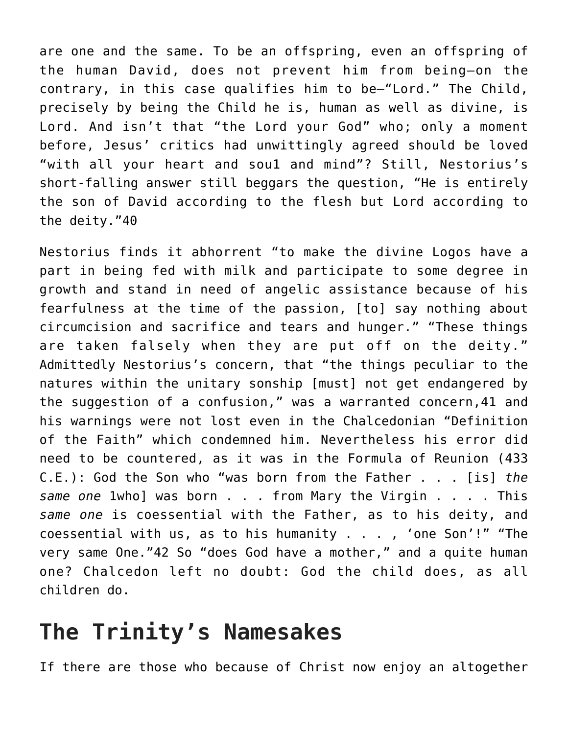are one and the same. To be an offspring, even an offspring of the human David, does not prevent him from being—on the contrary, in this case qualifies him to be—"Lord." The Child, precisely by being the Child he is, human as well as divine, is Lord. And isn't that "the Lord your God" who; only a moment before, Jesus' critics had unwittingly agreed should be loved "with all your heart and sou1 and mind"? Still, Nestorius's short-falling answer still beggars the question, "He is entirely the son of David according to the flesh but Lord according to the deity."40

Nestorius finds it abhorrent "to make the divine Logos have a part in being fed with milk and participate to some degree in growth and stand in need of angelic assistance because of his fearfulness at the time of the passion, [to] say nothing about circumcision and sacrifice and tears and hunger." "These things are taken falsely when they are put off on the deity." Admittedly Nestorius's concern, that "the things peculiar to the natures within the unitary sonship [must] not get endangered by the suggestion of a confusion," was a warranted concern,41 and his warnings were not lost even in the Chalcedonian "Definition of the Faith" which condemned him. Nevertheless his error did need to be countered, as it was in the Formula of Reunion (433 C.E.): God the Son who "was born from the Father . . . [is] *the same one* 1who] was born . . . from Mary the Virgin . . . . This *same one* is coessential with the Father, as to his deity, and coessential with us, as to his humanity . . . , 'one Son'!" "The very same One."42 So "does God have a mother," and a quite human one? Chalcedon left no doubt: God the child does, as all children do.

## The Trinity's Namesakes

If there are those who because of Christ now enjoy an altogether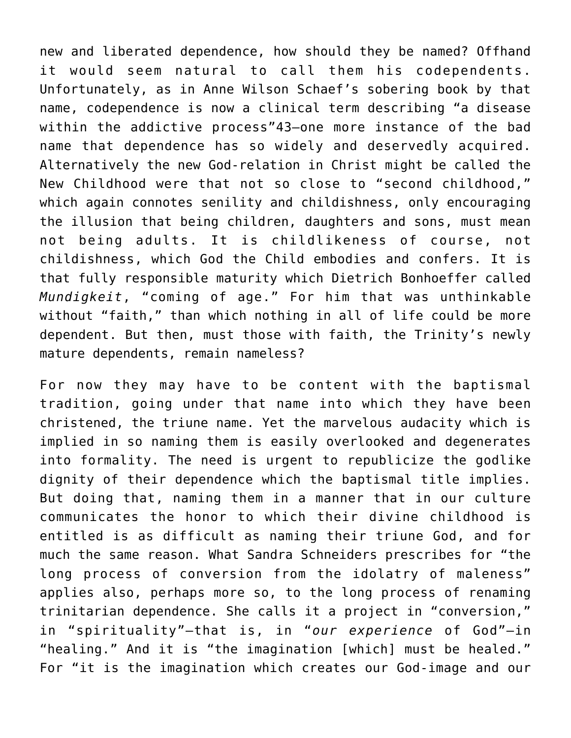new and liberated dependence, how should they be named? Offhand it would seem natural to call them his codependents. Unfortunately, as in Anne Wilson Schaef's sobering book by that name, codependence is now a clinical term describing "a disease within the addictive process"43—one more instance of the bad name that dependence has so widely and deservedly acquired. Alternatively the new God-relation in Christ might be called the New Childhood were that not so close to "second childhood," which again connotes senility and childishness, only encouraging the illusion that being children, daughters and sons, must mean not being adults. It is childlikeness of course, not childishness, which God the Child embodies and confers. It is that fully responsible maturity which Dietrich Bonhoeffer called *Mundigkeit*, "coming of age." For him that was unthinkable without "faith," than which nothing in all of life could be more dependent. But then, must those with faith, the Trinity's newly mature dependents, remain nameless?

For now they may have to be content with the baptismal tradition, going under that name into which they have been christened, the triune name. Yet the marvelous audacity which is implied in so naming them is easily overlooked and degenerates into formality. The need is urgent to republicize the godlike dignity of their dependence which the baptismal title implies. But doing that, naming them in a manner that in our culture communicates the honor to which their divine childhood is entitled is as difficult as naming their triune God, and for much the same reason. What Sandra Schneiders prescribes for "the long process of conversion from the idolatry of maleness" applies also, perhaps more so, to the long process of renaming trinitarian dependence. She calls it a project in "conversion," in "spirituality"—that is, in "*our experience* of God"—in "healing." And it is "the imagination [which] must be healed." For "it is the imagination which creates our God-image and our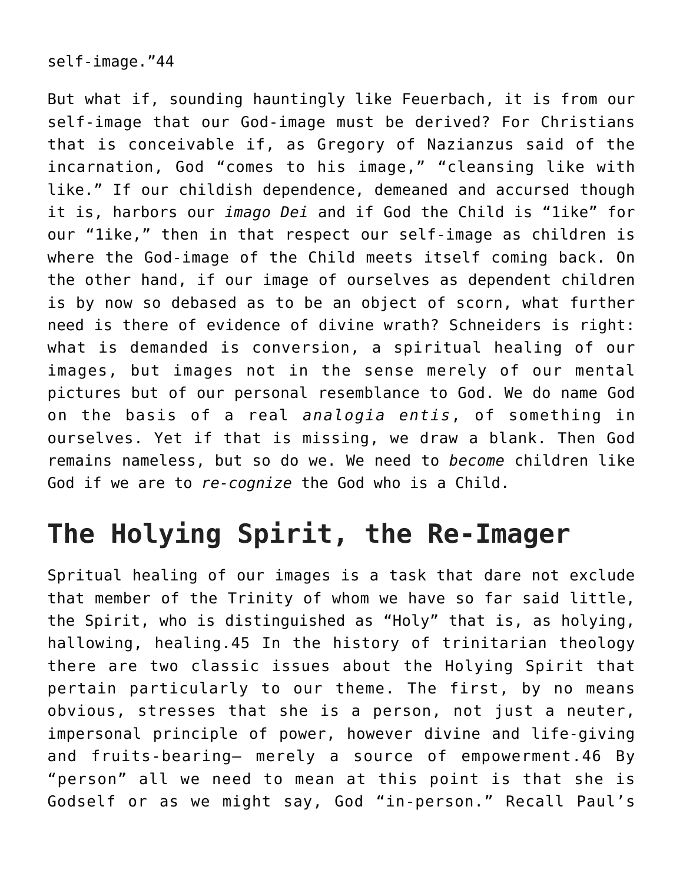self-image."[44]

But what if, sounding hauntingly like Feuerbach, it is from our self-image that our God-image must be derived? For Christians that is conceivable if, as Gregory of Nazianzus said of the incarnation, God "comes to his image," "cleansing like with like." If our childish dependence, demeaned and accursed though it is, harbors our *imago Dei* and if God the Child is "1ike" for our "1ike," then in that respect our self-image as children is where the God-image of the Child meets itself coming back. On the other hand, if our image of ourselves as dependent children is by now so debased as to be an object of scorn, what further need is there of evidence of divine wrath? Schneiders is right: what is demanded is conversion, a spiritual healing of our images, but images not in the sense merely of our mental pictures but of our personal resemblance to God. We do name God on the basis of a real *analogia entis*, of something in ourselves. Yet if that is missing, we draw a blank. Then God remains nameless, but so do we. We need to *become* children like God if we are to *re-cognize* the God who is a Child.

## The Holying Spirit, the Re-Imager

Spritual healing of our images is a task that dare not exclude that member of the Trinity of whom we have so far said little, the Spirit, who is distinguished as "Holy" that is, as holying, hallowing, healing.[45] In the history of trinitarian theology there are two classic issues about the Holying Spirit that pertain particularly to our theme. The first, by no means obvious, stresses that she is a person, not just a neuter, impersonal principle of power, however divine and life-giving and fruits-bearing— merely a source of empowerment.[46] By "person" all we need to mean at this point is that she is Godself or as we might say, God "in-person." Recall Paul's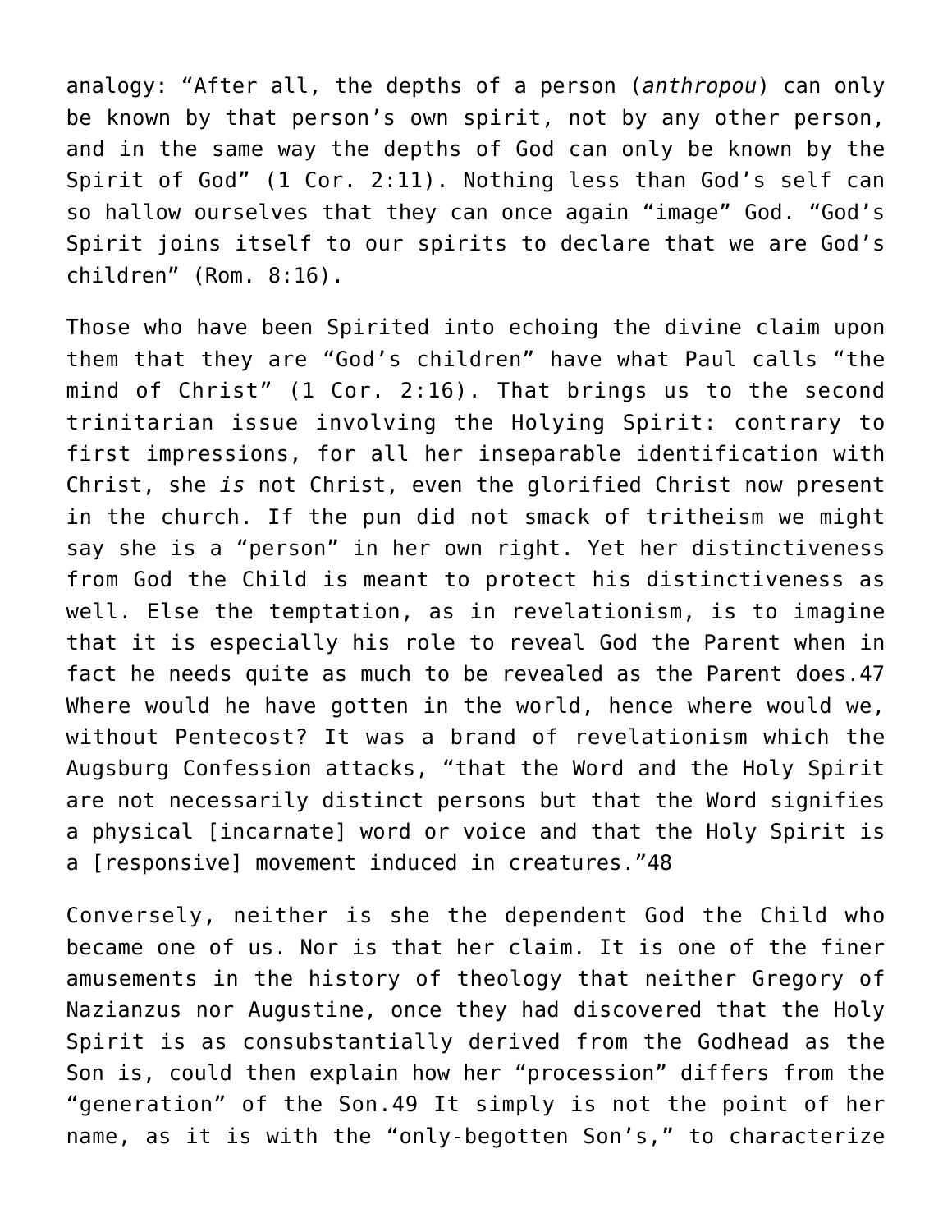analogy: “After all, the depths of a person (*anthropou*) can only be known by that person’s own spirit, not by any other person, and in the same way the depths of God can only be known by the Spirit of God” (1 Cor. 2:11). Nothing less than God’s self can so hallow ourselves that they can once again “image” God. “God’s Spirit joins itself to our spirits to declare that we are God’s children” (Rom. 8:16).

Those who have been Spirited into echoing the divine claim upon them that they are “God’s children” have what Paul calls “the mind of Christ” (1 Cor. 2:16). That brings us to the second trinitarian issue involving the Holying Spirit: contrary to first impressions, for all her inseparable identification with Christ, she *is* not Christ, even the glorified Christ now present in the church. If the pun did not smack of tritheism we might say she is a “person” in her own right. Yet her distinctiveness from God the Child is meant to protect his distinctiveness as well. Else the temptation, as in revelationism, is to imagine that it is especially his role to reveal God the Parent when in fact he needs quite as much to be revealed as the Parent does.47 Where would he have gotten in the world, hence where would we, without Pentecost? It was a brand of revelationism which the Augsburg Confession attacks, “that the Word and the Holy Spirit are not necessarily distinct persons but that the Word signifies a physical [incarnate] word or voice and that the Holy Spirit is a [responsive] movement induced in creatures.”48

Conversely, neither is she the dependent God the Child who became one of us. Nor is that her claim. It is one of the finer amusements in the history of theology that neither Gregory of Nazianzus nor Augustine, once they had discovered that the Holy Spirit is as consubstantially derived from the Godhead as the Son is, could then explain how her “procession” differs from the “generation” of the Son.49 It simply is not the point of her name, as it is with the “only-begotten Son’s,” to characterize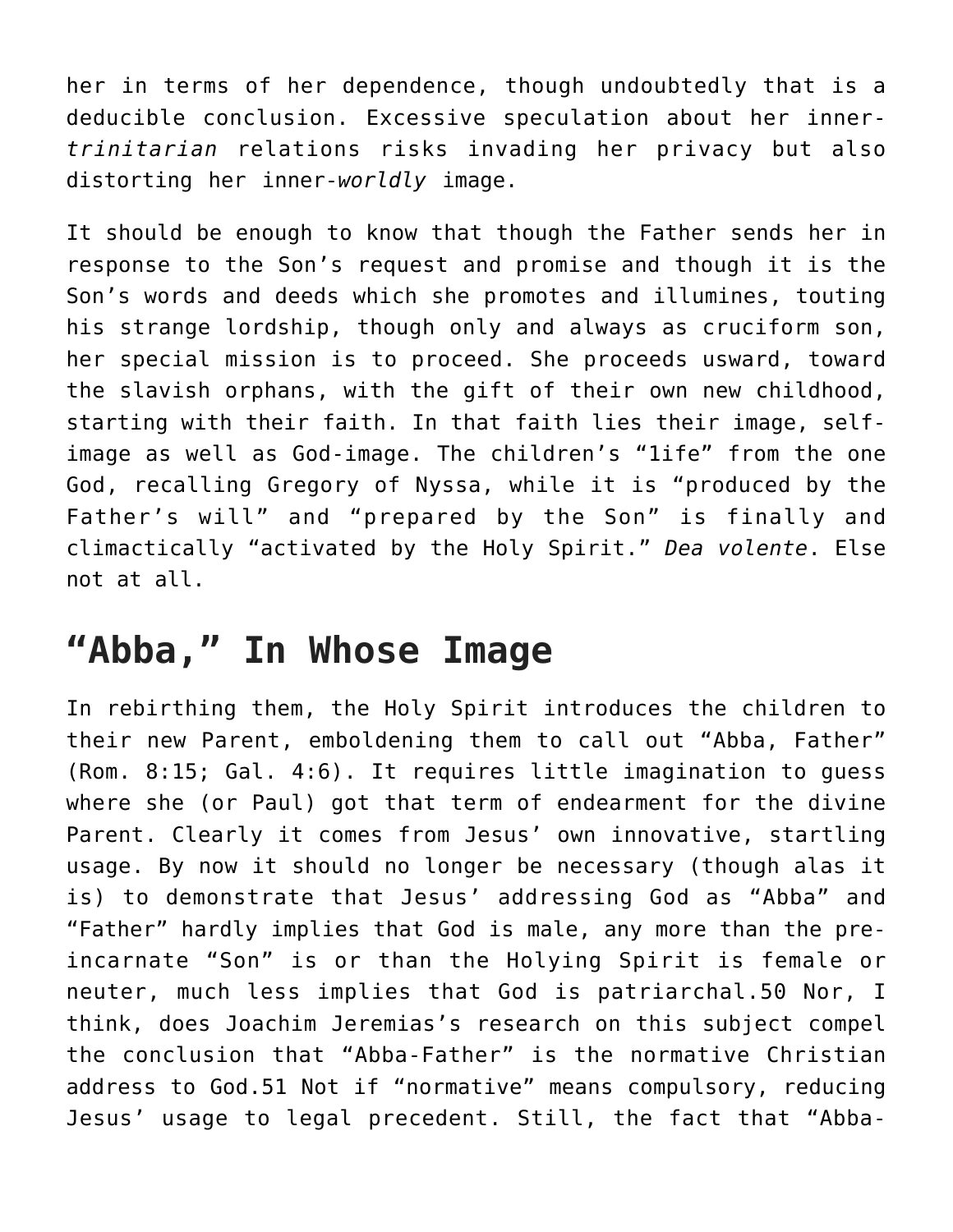her in terms of her dependence, though undoubtedly that is a deducible conclusion. Excessive speculation about her inner-*trinitarian* relations risks invading her privacy but also distorting her inner-*worldly* image.

It should be enough to know that though the Father sends her in response to the Son's request and promise and though it is the Son's words and deeds which she promotes and illumines, touting his strange lordship, though only and always as cruciform son, her special mission is to proceed. She proceeds usward, toward the slavish orphans, with the gift of their own new childhood, starting with their faith. In that faith lies their image, self-image as well as God-image. The children's "1ife" from the one God, recalling Gregory of Nyssa, while it is "produced by the Father's will" and "prepared by the Son" is finally and climactically "activated by the Holy Spirit." *Dea volente*. Else not at all.

## "Abba," In Whose Image

In rebirthing them, the Holy Spirit introduces the children to their new Parent, emboldening them to call out "Abba, Father" (Rom. 8:15; Gal. 4:6). It requires little imagination to guess where she (or Paul) got that term of endearment for the divine Parent. Clearly it comes from Jesus' own innovative, startling usage. By now it should no longer be necessary (though alas it is) to demonstrate that Jesus' addressing God as "Abba" and "Father" hardly implies that God is male, any more than the pre-incarnate "Son" is or than the Holying Spirit is female or neuter, much less implies that God is patriarchal.50 Nor, I think, does Joachim Jeremias's research on this subject compel the conclusion that "Abba-Father" is the normative Christian address to God.51 Not if "normative" means compulsory, reducing Jesus' usage to legal precedent. Still, the fact that "Abba-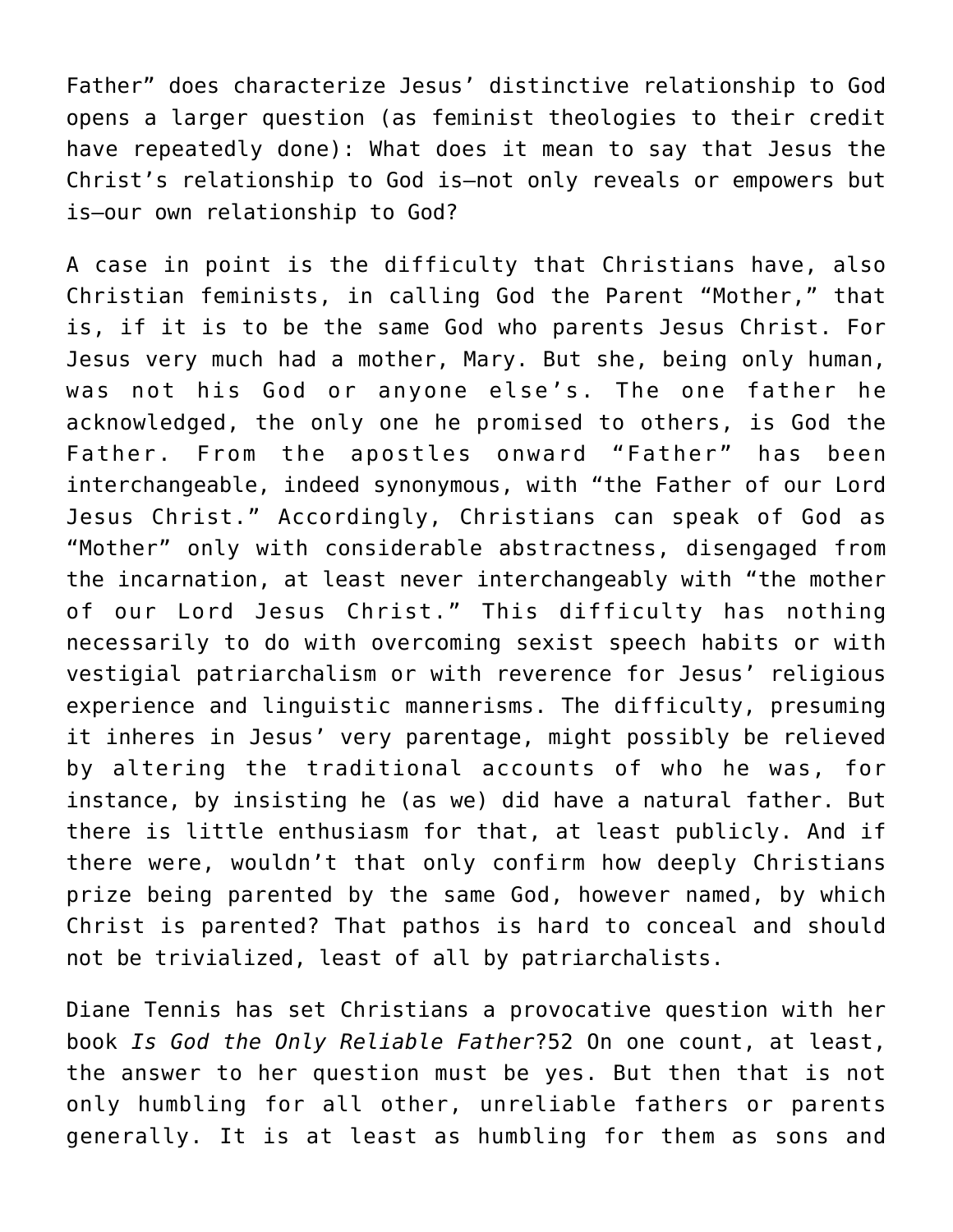Father" does characterize Jesus' distinctive relationship to God opens a larger question (as feminist theologies to their credit have repeatedly done): What does it mean to say that Jesus the Christ's relationship to God is—not only reveals or empowers but is—our own relationship to God?

A case in point is the difficulty that Christians have, also Christian feminists, in calling God the Parent "Mother," that is, if it is to be the same God who parents Jesus Christ. For Jesus very much had a mother, Mary. But she, being only human, was not his God or anyone else's. The one father he acknowledged, the only one he promised to others, is God the Father. From the apostles onward "Father" has been interchangeable, indeed synonymous, with "the Father of our Lord Jesus Christ." Accordingly, Christians can speak of God as "Mother" only with considerable abstractness, disengaged from the incarnation, at least never interchangeably with "the mother of our Lord Jesus Christ." This difficulty has nothing necessarily to do with overcoming sexist speech habits or with vestigial patriarchalism or with reverence for Jesus' religious experience and linguistic mannerisms. The difficulty, presuming it inheres in Jesus' very parentage, might possibly be relieved by altering the traditional accounts of who he was, for instance, by insisting he (as we) did have a natural father. But there is little enthusiasm for that, at least publicly. And if there were, wouldn't that only confirm how deeply Christians prize being parented by the same God, however named, by which Christ is parented? That pathos is hard to conceal and should not be trivialized, least of all by patriarchalists.

Diane Tennis has set Christians a provocative question with her book *Is God the Only Reliable Father*?52 On one count, at least, the answer to her question must be yes. But then that is not only humbling for all other, unreliable fathers or parents generally. It is at least as humbling for them as sons and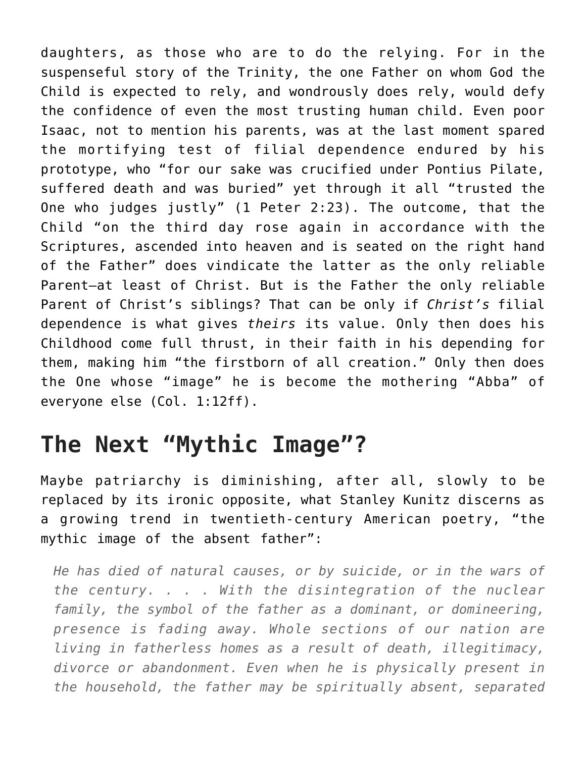daughters, as those who are to do the relying. For in the suspenseful story of the Trinity, the one Father on whom God the Child is expected to rely, and wondrously does rely, would defy the confidence of even the most trusting human child. Even poor Isaac, not to mention his parents, was at the last moment spared the mortifying test of filial dependence endured by his prototype, who "for our sake was crucified under Pontius Pilate, suffered death and was buried" yet through it all "trusted the One who judges justly" (1 Peter 2:23). The outcome, that the Child "on the third day rose again in accordance with the Scriptures, ascended into heaven and is seated on the right hand of the Father" does vindicate the latter as the only reliable Parent—at least of Christ. But is the Father the only reliable Parent of Christ's siblings? That can be only if *Christ's* filial dependence is what gives *theirs* its value. Only then does his Childhood come full thrust, in their faith in his depending for them, making him "the firstborn of all creation." Only then does the One whose "image" he is become the mothering "Abba" of everyone else (Col. 1:12ff).

## The Next "Mythic Image"?

Maybe patriarchy is diminishing, after all, slowly to be replaced by its ironic opposite, what Stanley Kunitz discerns as a growing trend in twentieth-century American poetry, "the mythic image of the absent father":

> *He has died of natural causes, or by suicide, or in the wars of the century. . . . With the disintegration of the nuclear family, the symbol of the father as a dominant, or domineering, presence is fading away. Whole sections of our nation are living in fatherless homes as a result of death, illegitimacy, divorce or abandonment. Even when he is physically present in the household, the father may be spiritually absent, separated*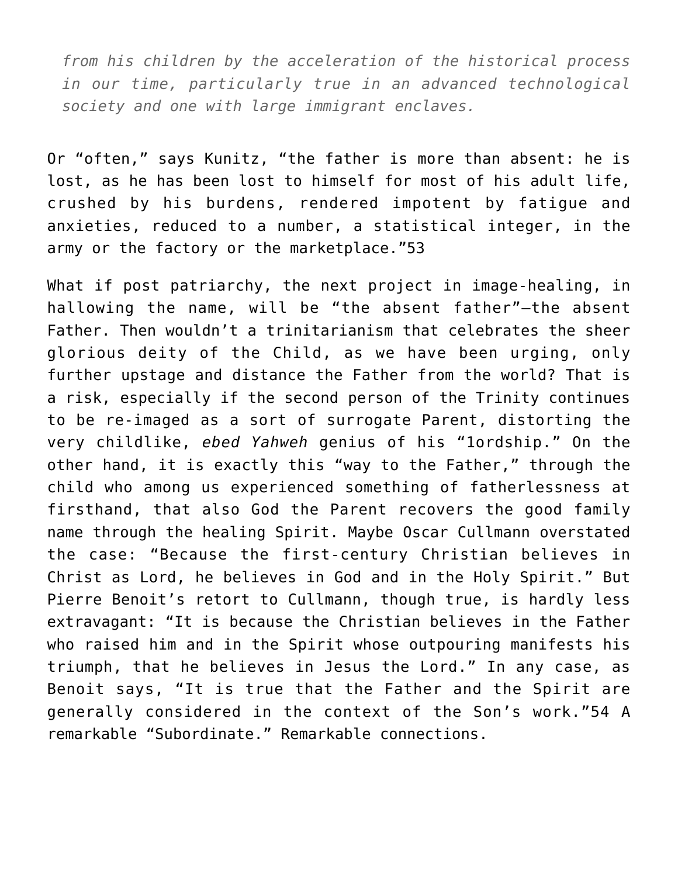*from his children by the acceleration of the historical process in our time, particularly true in an advanced technological society and one with large immigrant enclaves.*

Or “often,” says Kunitz, “the father is more than absent: he is lost, as he has been lost to himself for most of his adult life, crushed by his burdens, rendered impotent by fatigue and anxieties, reduced to a number, a statistical integer, in the army or the factory or the marketplace.”53

What if post patriarchy, the next project in image-healing, in hallowing the name, will be “the absent father”—the absent Father. Then wouldn’t a trinitarianism that celebrates the sheer glorious deity of the Child, as we have been urging, only further upstage and distance the Father from the world? That is a risk, especially if the second person of the Trinity continues to be re-imaged as a sort of surrogate Parent, distorting the very childlike, *ebed Yahweh* genius of his “1ordship.” On the other hand, it is exactly this “way to the Father,” through the child who among us experienced something of fatherlessness at firsthand, that also God the Parent recovers the good family name through the healing Spirit. Maybe Oscar Cullmann overstated the case: “Because the first-century Christian believes in Christ as Lord, he believes in God and in the Holy Spirit.” But Pierre Benoit’s retort to Cullmann, though true, is hardly less extravagant: “It is because the Christian believes in the Father who raised him and in the Spirit whose outpouring manifests his triumph, that he believes in Jesus the Lord.” In any case, as Benoit says, “It is true that the Father and the Spirit are generally considered in the context of the Son’s work.”54 A remarkable “Subordinate.” Remarkable connections.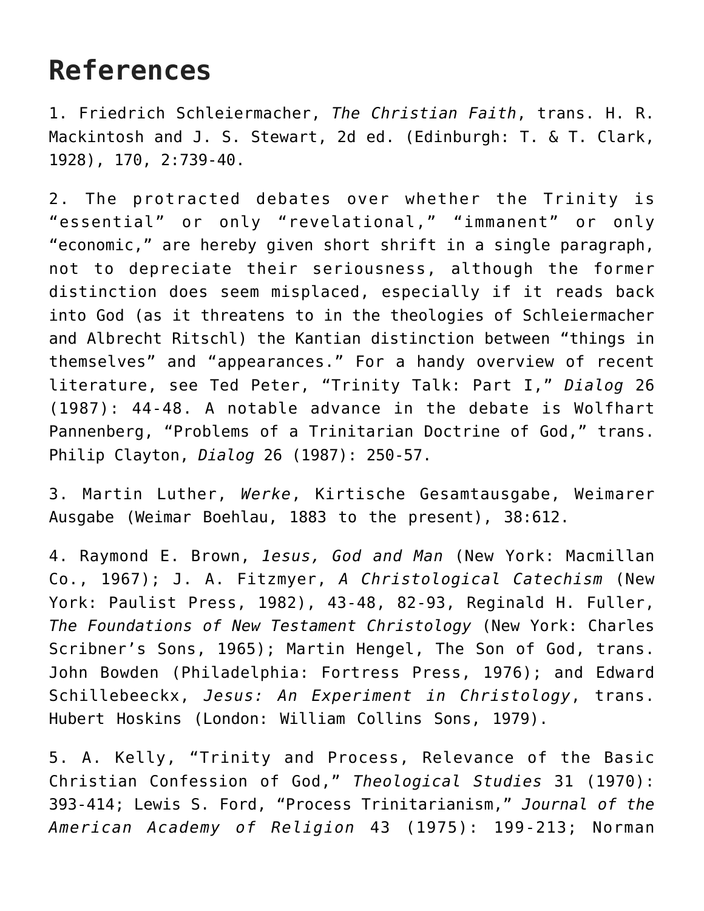# References

1. Friedrich Schleiermacher, *The Christian Faith*, trans. H. R. Mackintosh and J. S. Stewart, 2d ed. (Edinburgh: T. & T. Clark, 1928), 170, 2:739-40.

2. The protracted debates over whether the Trinity is "essential" or only "revelational," "immanent" or only "economic," are hereby given short shrift in a single paragraph, not to depreciate their seriousness, although the former distinction does seem misplaced, especially if it reads back into God (as it threatens to in the theologies of Schleiermacher and Albrecht Ritschl) the Kantian distinction between "things in themselves" and "appearances." For a handy overview of recent literature, see Ted Peter, "Trinity Talk: Part I," *Dialog* 26 (1987): 44-48. A notable advance in the debate is Wolfhart Pannenberg, "Problems of a Trinitarian Doctrine of God," trans. Philip Clayton, *Dialog* 26 (1987): 250-57.

3. Martin Luther, *Werke*, Kirtische Gesamtausgabe, Weimarer Ausgabe (Weimar Boehlau, 1883 to the present), 38:612.

4. Raymond E. Brown, *1esus, God and Man* (New York: Macmillan Co., 1967); J. A. Fitzmyer, *A Christological Catechism* (New York: Paulist Press, 1982), 43-48, 82-93, Reginald H. Fuller, *The Foundations of New Testament Christology* (New York: Charles Scribner's Sons, 1965); Martin Hengel, The Son of God, trans. John Bowden (Philadelphia: Fortress Press, 1976); and Edward Schillebeeckx, *Jesus: An Experiment in Christology*, trans. Hubert Hoskins (London: William Collins Sons, 1979).

5. A. Kelly, "Trinity and Process, Relevance of the Basic Christian Confession of God," *Theological Studies* 31 (1970): 393-414; Lewis S. Ford, "Process Trinitarianism," *Journal of the American Academy of Religion* 43 (1975): 199-213; Norman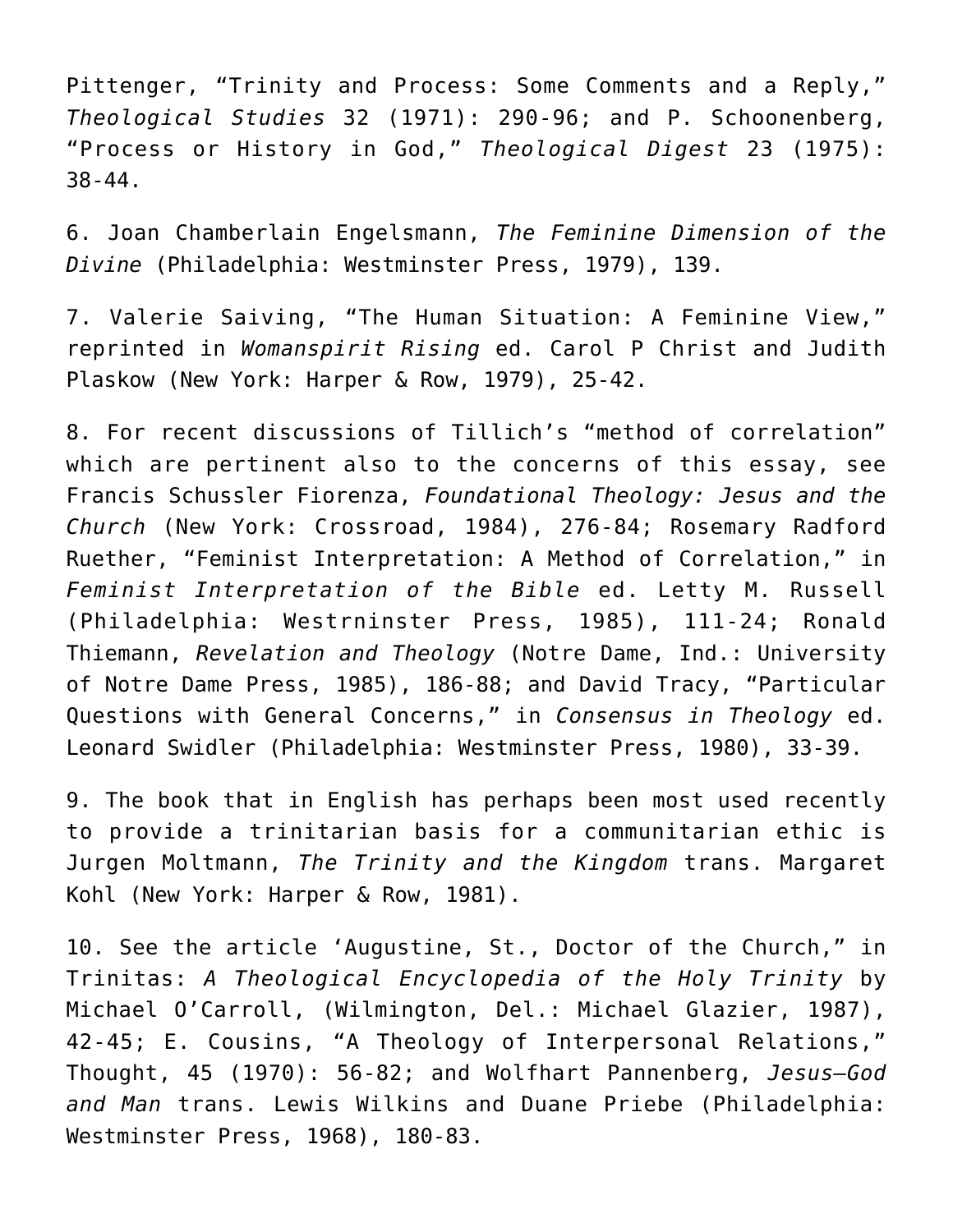Pittenger, “Trinity and Process: Some Comments and a Reply,” *Theological Studies* 32 (1971): 290-96; and P. Schoonenberg, “Process or History in God,” *Theological Digest* 23 (1975): 38-44.

6. Joan Chamberlain Engelsmann, *The Feminine Dimension of the Divine* (Philadelphia: Westminster Press, 1979), 139.

7. Valerie Saiving, “The Human Situation: A Feminine View,” reprinted in *Womanspirit Rising* ed. Carol P Christ and Judith Plaskow (New York: Harper & Row, 1979), 25-42.

8. For recent discussions of Tillich’s “method of correlation” which are pertinent also to the concerns of this essay, see Francis Schussler Fiorenza, *Foundational Theology: Jesus and the Church* (New York: Crossroad, 1984), 276-84; Rosemary Radford Ruether, “Feminist Interpretation: A Method of Correlation,” in *Feminist Interpretation of the Bible* ed. Letty M. Russell (Philadelphia: Westrninster Press, 1985), 111-24; Ronald Thiemann, *Revelation and Theology* (Notre Dame, Ind.: University of Notre Dame Press, 1985), 186-88; and David Tracy, “Particular Questions with General Concerns,” in *Consensus in Theology* ed. Leonard Swidler (Philadelphia: Westminster Press, 1980), 33-39.

9. The book that in English has perhaps been most used recently to provide a trinitarian basis for a communitarian ethic is Jurgen Moltmann, *The Trinity and the Kingdom* trans. Margaret Kohl (New York: Harper & Row, 1981).

10. See the article ‘Augustine, St., Doctor of the Church,” in Trinitas: *A Theological Encyclopedia of the Holy Trinity* by Michael O’Carroll, (Wilmington, Del.: Michael Glazier, 1987), 42-45; E. Cousins, “A Theology of Interpersonal Relations,” Thought, 45 (1970): 56-82; and Wolfhart Pannenberg, *Jesus—God and Man* trans. Lewis Wilkins and Duane Priebe (Philadelphia: Westminster Press, 1968), 180-83.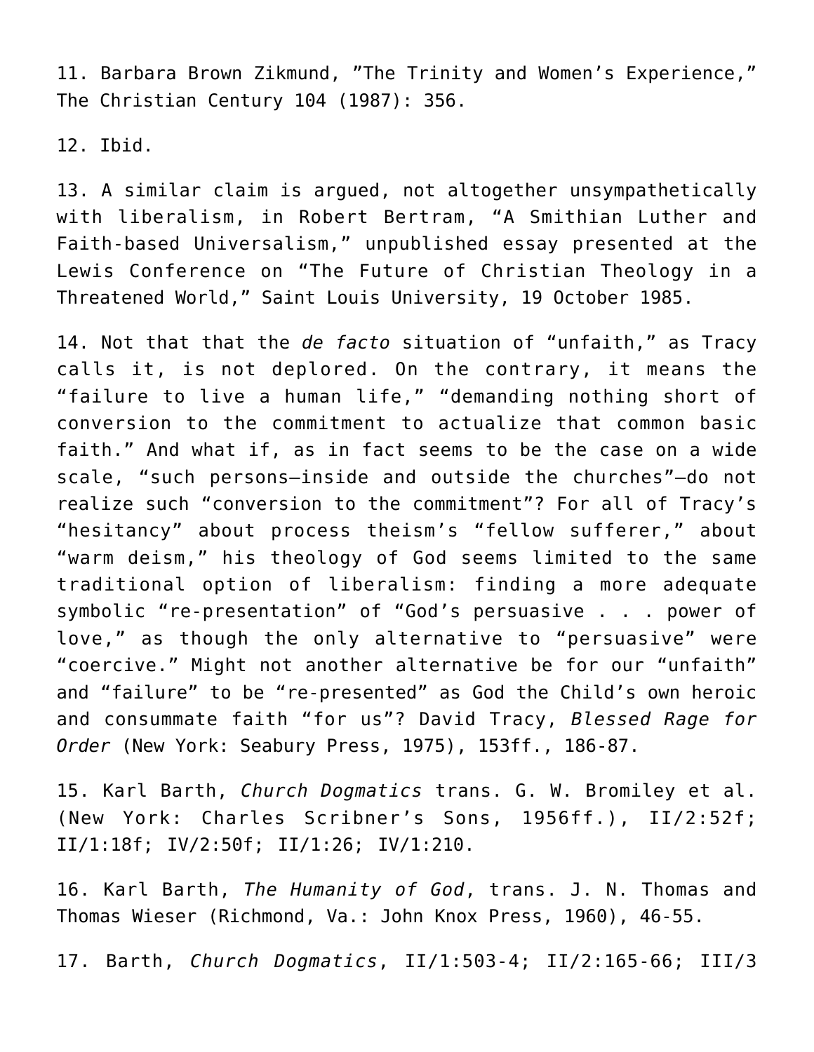11. Barbara Brown Zikmund, "The Trinity and Women's Experience," The Christian Century 104 (1987): 356.

12. Ibid.

13. A similar claim is argued, not altogether unsympathetically with liberalism, in Robert Bertram, "A Smithian Luther and Faith-based Universalism," unpublished essay presented at the Lewis Conference on "The Future of Christian Theology in a Threatened World," Saint Louis University, 19 October 1985.

14. Not that that the *de facto* situation of "unfaith," as Tracy calls it, is not deplored. On the contrary, it means the "failure to live a human life," "demanding nothing short of conversion to the commitment to actualize that common basic faith." And what if, as in fact seems to be the case on a wide scale, "such persons—inside and outside the churches"—do not realize such "conversion to the commitment"? For all of Tracy's "hesitancy" about process theism's "fellow sufferer," about "warm deism," his theology of God seems limited to the same traditional option of liberalism: finding a more adequate symbolic "re-presentation" of "God's persuasive . . . power of love," as though the only alternative to "persuasive" were "coercive." Might not another alternative be for our "unfaith" and "failure" to be "re-presented" as God the Child's own heroic and consummate faith "for us"? David Tracy, *Blessed Rage for Order* (New York: Seabury Press, 1975), 153ff., 186-87.

15. Karl Barth, *Church Dogmatics* trans. G. W. Bromiley et al. (New York: Charles Scribner's Sons, 1956ff.), II/2:52f; II/1:18f; IV/2:50f; II/1:26; IV/1:210.

16. Karl Barth, *The Humanity of God*, trans. J. N. Thomas and Thomas Wieser (Richmond, Va.: John Knox Press, 1960), 46-55.

17. Barth, *Church Dogmatics*, II/1:503-4; II/2:165-66; III/3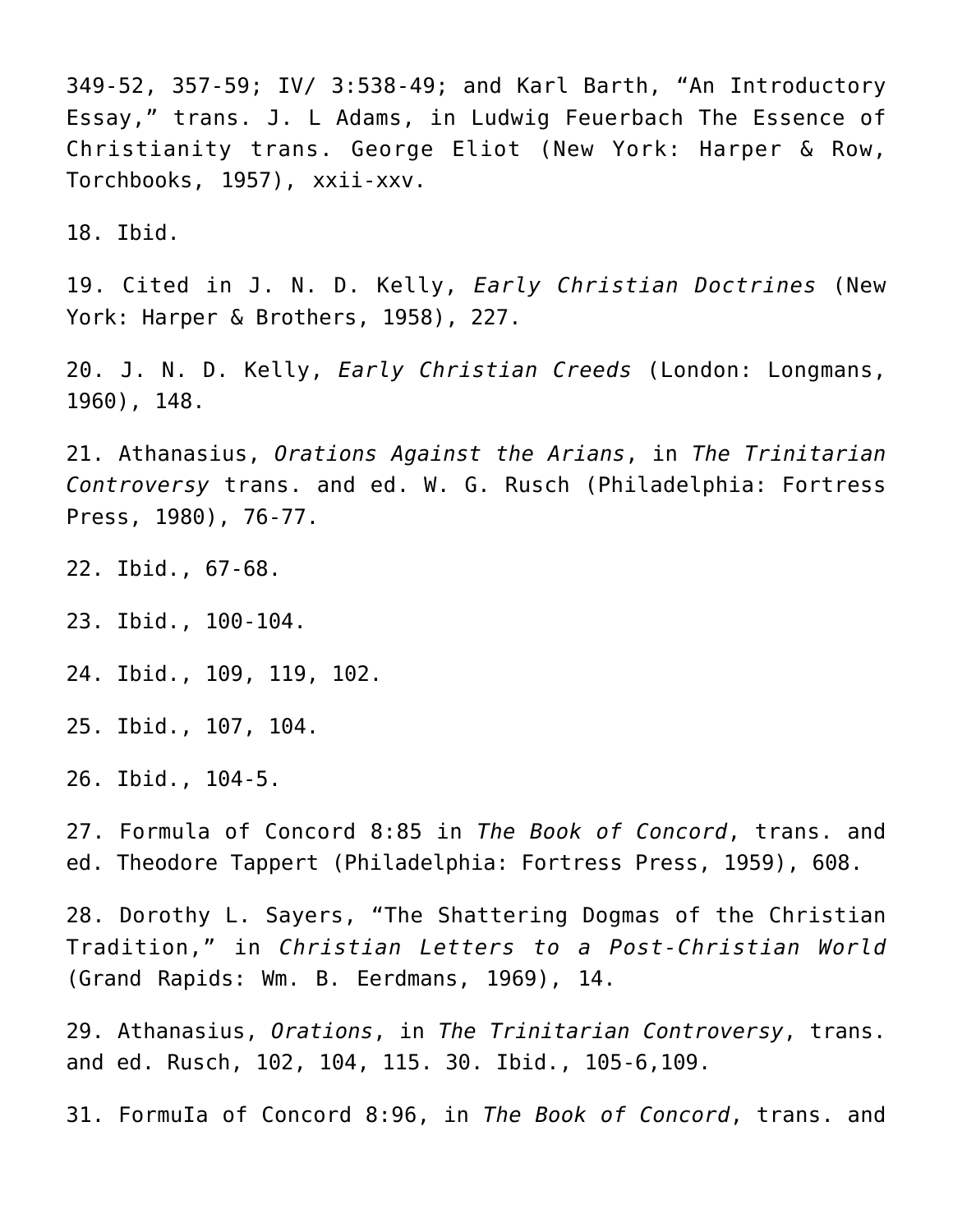349-52, 357-59; IV/ 3:538-49; and Karl Barth, "An Introductory Essay," trans. J. L Adams, in Ludwig Feuerbach The Essence of Christianity trans. George Eliot (New York: Harper & Row, Torchbooks, 1957), xxii-xxv.

18. Ibid.

19. Cited in J. N. D. Kelly, *Early Christian Doctrines* (New York: Harper & Brothers, 1958), 227.

20. J. N. D. Kelly, *Early Christian Creeds* (London: Longmans, 1960), 148.

21. Athanasius, *Orations Against the Arians*, in *The Trinitarian Controversy* trans. and ed. W. G. Rusch (Philadelphia: Fortress Press, 1980), 76-77.

22. Ibid., 67-68.

23. Ibid., 100-104.

24. Ibid., 109, 119, 102.

25. Ibid., 107, 104.

26. Ibid., 104-5.

27. Formula of Concord 8:85 in *The Book of Concord*, trans. and ed. Theodore Tappert (Philadelphia: Fortress Press, 1959), 608.

28. Dorothy L. Sayers, "The Shattering Dogmas of the Christian Tradition," in *Christian Letters to a Post-Christian World* (Grand Rapids: Wm. B. Eerdmans, 1969), 14.

29. Athanasius, *Orations*, in *The Trinitarian Controversy*, trans. and ed. Rusch, 102, 104, 115. 30. Ibid., 105-6,109.

31. FormuIa of Concord 8:96, in *The Book of Concord*, trans. and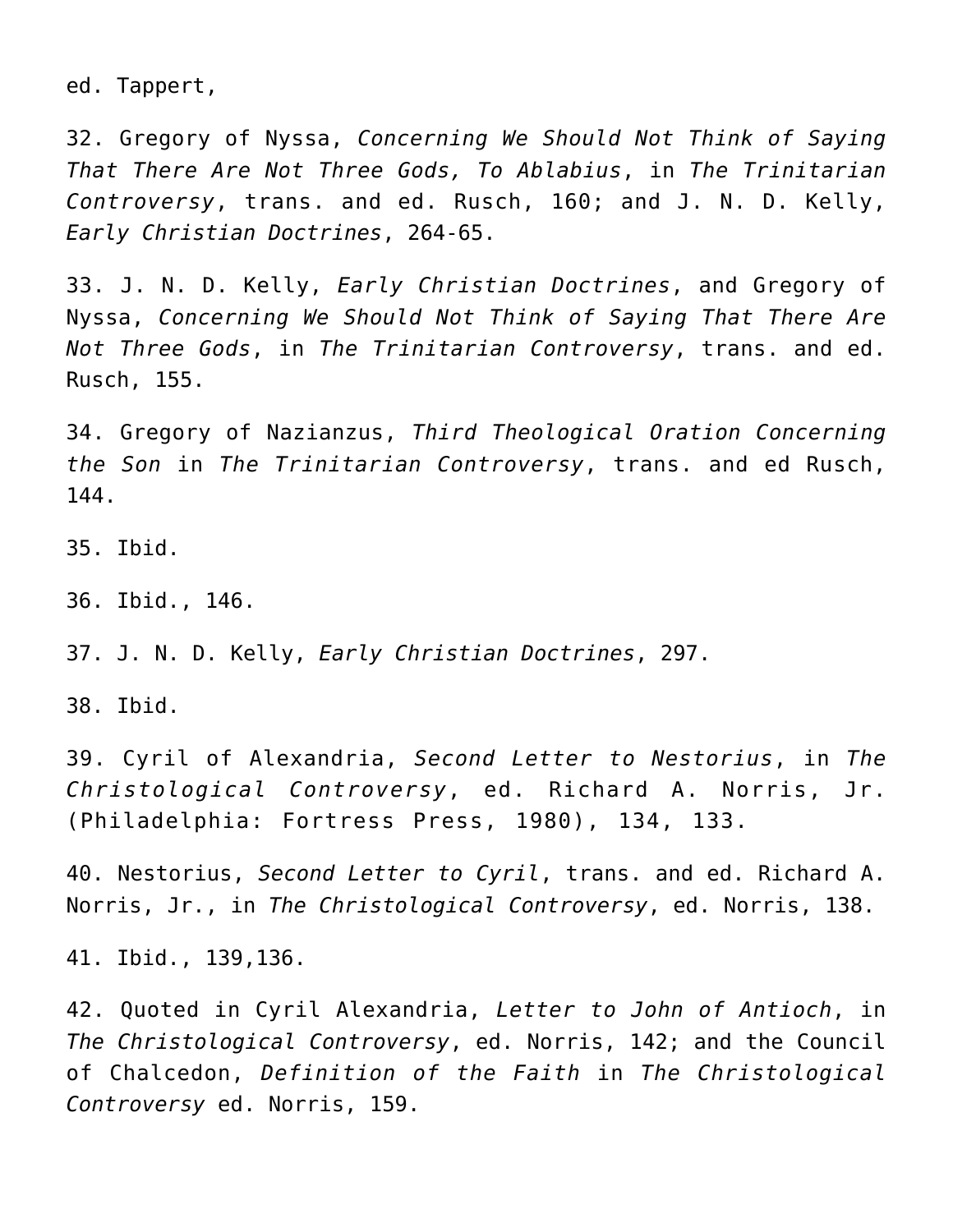ed. Tappert,

32. Gregory of Nyssa, *Concerning We Should Not Think of Saying That There Are Not Three Gods, To Ablabius*, in *The Trinitarian Controversy*, trans. and ed. Rusch, 160; and J. N. D. Kelly, *Early Christian Doctrines*, 264-65.

33. J. N. D. Kelly, *Early Christian Doctrines*, and Gregory of Nyssa, *Concerning We Should Not Think of Saying That There Are Not Three Gods*, in *The Trinitarian Controversy*, trans. and ed. Rusch, 155.

34. Gregory of Nazianzus, *Third Theological Oration Concerning the Son* in *The Trinitarian Controversy*, trans. and ed Rusch, 144.

35. Ibid.

36. Ibid., 146.

37. J. N. D. Kelly, *Early Christian Doctrines*, 297.

38. Ibid.

39. Cyril of Alexandria, *Second Letter to Nestorius*, in *The Christological Controversy*, ed. Richard A. Norris, Jr. (Philadelphia: Fortress Press, 1980), 134, 133.

40. Nestorius, *Second Letter to Cyril*, trans. and ed. Richard A. Norris, Jr., in *The Christological Controversy*, ed. Norris, 138.

41. Ibid., 139,136.

42. Quoted in Cyril Alexandria, *Letter to John of Antioch*, in *The Christological Controversy*, ed. Norris, 142; and the Council of Chalcedon, *Definition of the Faith* in *The Christological Controversy* ed. Norris, 159.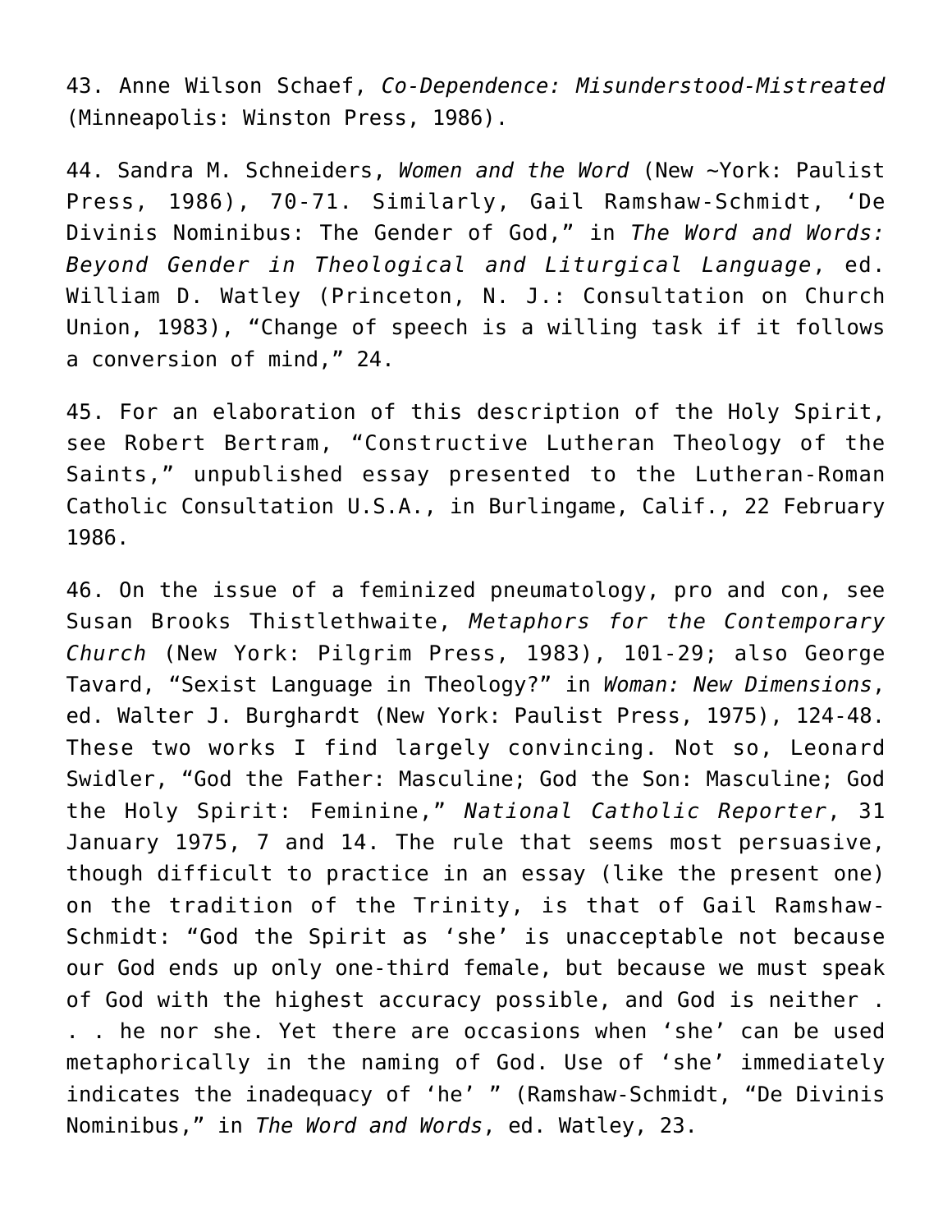43. Anne Wilson Schaef, *Co-Dependence: Misunderstood-Mistreated* (Minneapolis: Winston Press, 1986).

44. Sandra M. Schneiders, *Women and the Word* (New ~York: Paulist Press, 1986), 70-71. Similarly, Gail Ramshaw-Schmidt, 'De Divinis Nominibus: The Gender of God," in *The Word and Words: Beyond Gender in Theological and Liturgical Language*, ed. William D. Watley (Princeton, N. J.: Consultation on Church Union, 1983), "Change of speech is a willing task if it follows a conversion of mind," 24.

45. For an elaboration of this description of the Holy Spirit, see Robert Bertram, "Constructive Lutheran Theology of the Saints," unpublished essay presented to the Lutheran-Roman Catholic Consultation U.S.A., in Burlingame, Calif., 22 February 1986.

46. On the issue of a feminized pneumatology, pro and con, see Susan Brooks Thistlethwaite, *Metaphors for the Contemporary Church* (New York: Pilgrim Press, 1983), 101-29; also George Tavard, "Sexist Language in Theology?" in *Woman: New Dimensions*, ed. Walter J. Burghardt (New York: Paulist Press, 1975), 124-48. These two works I find largely convincing. Not so, Leonard Swidler, "God the Father: Masculine; God the Son: Masculine; God the Holy Spirit: Feminine," *National Catholic Reporter*, 31 January 1975, 7 and 14. The rule that seems most persuasive, though difficult to practice in an essay (like the present one) on the tradition of the Trinity, is that of Gail Ramshaw-Schmidt: "God the Spirit as 'she' is unacceptable not because our God ends up only one-third female, but because we must speak of God with the highest accuracy possible, and God is neither . . . he nor she. Yet there are occasions when 'she' can be used metaphorically in the naming of God. Use of 'she' immediately indicates the inadequacy of 'he' " (Ramshaw-Schmidt, "De Divinis Nominibus," in *The Word and Words*, ed. Watley, 23.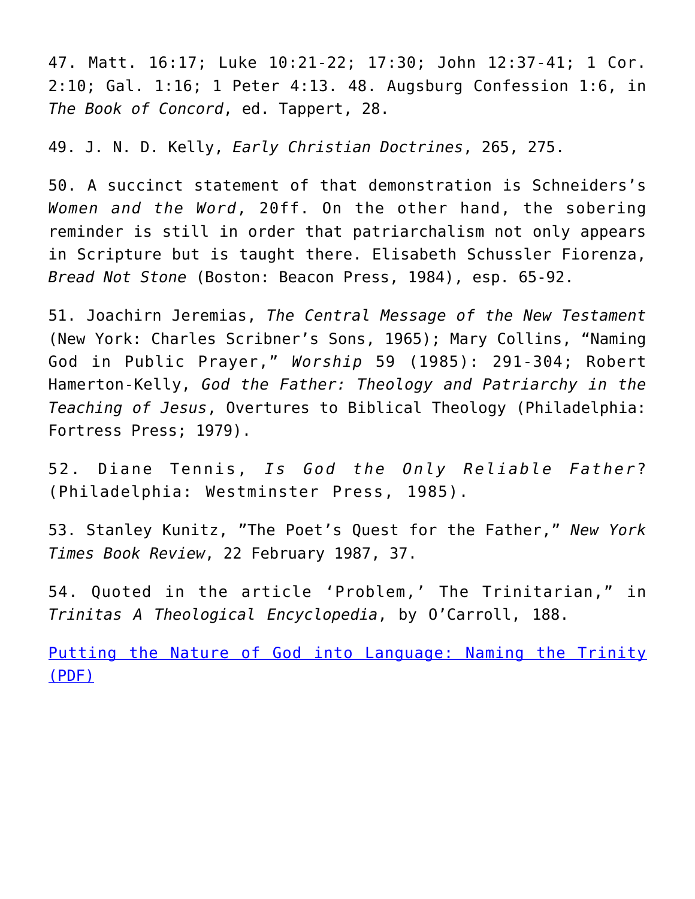47. Matt. 16:17; Luke 10:21-22; 17:30; John 12:37-41; 1 Cor. 2:10; Gal. 1:16; 1 Peter 4:13. 48. Augsburg Confession 1:6, in *The Book of Concord*, ed. Tappert, 28.

49. J. N. D. Kelly, *Early Christian Doctrines*, 265, 275.

50. A succinct statement of that demonstration is Schneiders's *Women and the Word*, 20ff. On the other hand, the sobering reminder is still in order that patriarchalism not only appears in Scripture but is taught there. Elisabeth Schussler Fiorenza, *Bread Not Stone* (Boston: Beacon Press, 1984), esp. 65-92.

51. Joachirn Jeremias, *The Central Message of the New Testament* (New York: Charles Scribner's Sons, 1965); Mary Collins, "Naming God in Public Prayer," *Worship* 59 (1985): 291-304; Robert Hamerton-Kelly, *God the Father: Theology and Patriarchy in the Teaching of Jesus*, Overtures to Biblical Theology (Philadelphia: Fortress Press; 1979).

52. Diane Tennis, *Is God the Only Reliable Father*? (Philadelphia: Westminster Press, 1985).

53. Stanley Kunitz, "The Poet's Quest for the Father," *New York Times Book Review*, 22 February 1987, 37.

54. Quoted in the article 'Problem,' The Trinitarian," in *Trinitas A Theological Encyclopedia*, by O'Carroll, 188.

Putting the Nature of God into Language: Naming the Trinity (PDF)